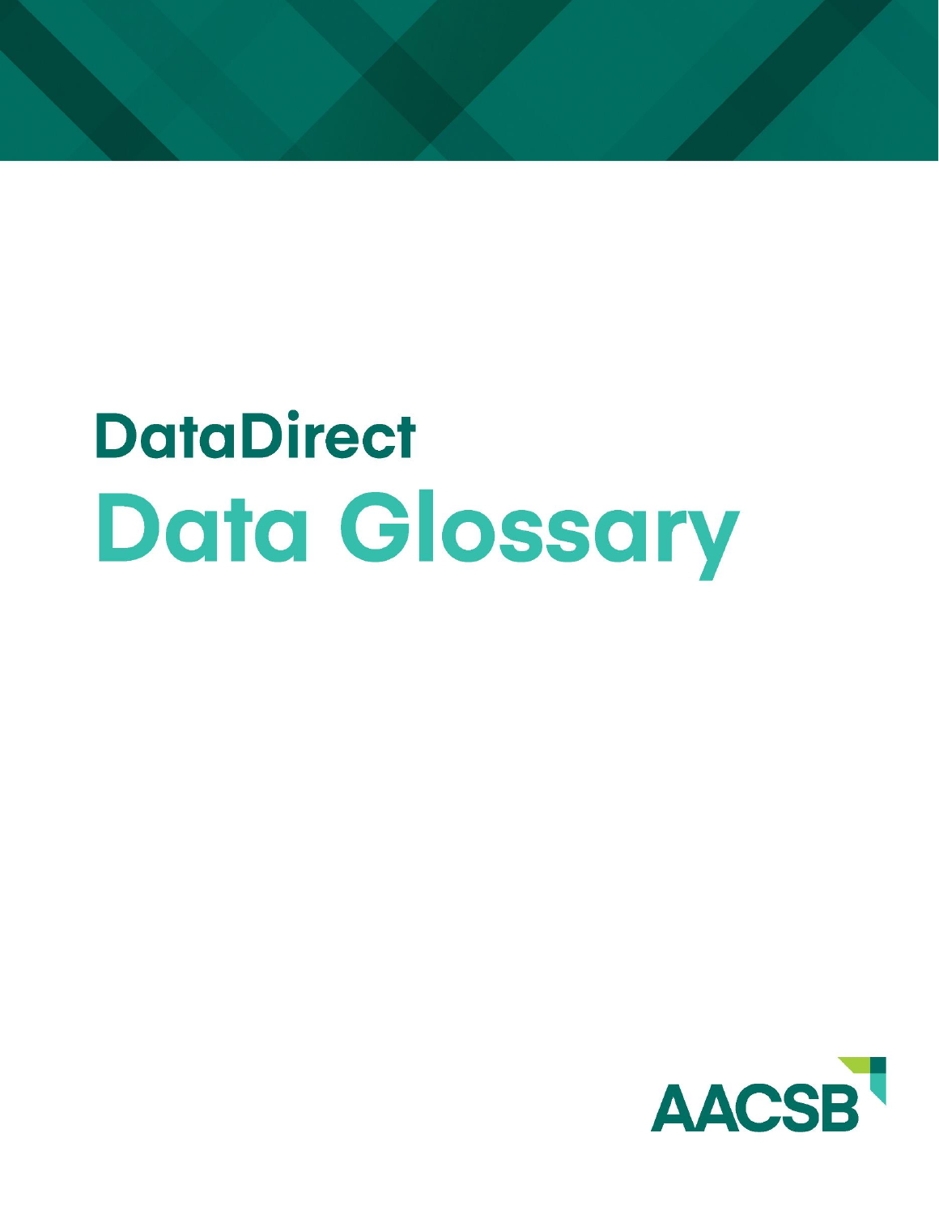# DataDirect

# Data Glossary

AACSB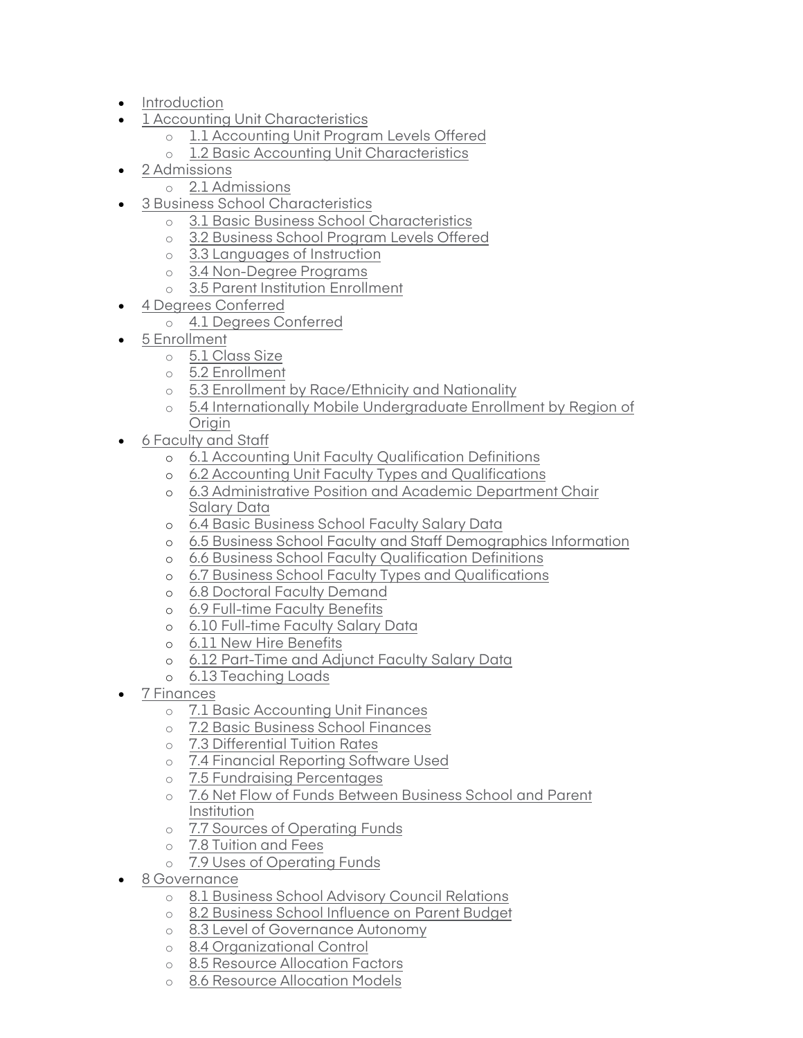- Introduction
- 1 Accounting Unit Characteristics
  - 1.1 Accounting Unit Program Levels Offered
  - 1.2 Basic Accounting Unit Characteristics
- 2 Admissions
  - 2.1 Admissions
- 3 Business School Characteristics
  - 3.1 Basic Business School Characteristics
  - 3.2 Business School Program Levels Offered
  - 3.3 Languages of Instruction
  - 3.4 Non-Degree Programs
  - 3.5 Parent Institution Enrollment
- 4 Degrees Conferred
  - 4.1 Degrees Conferred
- 5 Enrollment
  - 5.1 Class Size
  - 5.2 Enrollment
  - 5.3 Enrollment by Race/Ethnicity and Nationality
  - 5.4 Internationally Mobile Undergraduate Enrollment by Region of Origin
- 6 Faculty and Staff
  - 6.1 Accounting Unit Faculty Qualification Definitions
  - 6.2 Accounting Unit Faculty Types and Qualifications
  - 6.3 Administrative Position and Academic Department Chair Salary Data
  - 6.4 Basic Business School Faculty Salary Data
  - 6.5 Business School Faculty and Staff Demographics Information
  - 6.6 Business School Faculty Qualification Definitions
  - 6.7 Business School Faculty Types and Qualifications
  - 6.8 Doctoral Faculty Demand
  - 6.9 Full-time Faculty Benefits
  - 6.10 Full-time Faculty Salary Data
  - 6.11 New Hire Benefits
  - 6.12 Part-Time and Adjunct Faculty Salary Data
  - 6.13 Teaching Loads
- 7 Finances
  - 7.1 Basic Accounting Unit Finances
  - 7.2 Basic Business School Finances
  - 7.3 Differential Tuition Rates
  - 7.4 Financial Reporting Software Used
  - 7.5 Fundraising Percentages
  - 7.6 Net Flow of Funds Between Business School and Parent Institution
  - 7.7 Sources of Operating Funds
  - 7.8 Tuition and Fees
  - 7.9 Uses of Operating Funds
- 8 Governance
  - 8.1 Business School Advisory Council Relations
  - 8.2 Business School Influence on Parent Budget
  - 8.3 Level of Governance Autonomy
  - 8.4 Organizational Control
  - 8.5 Resource Allocation Factors
  - 8.6 Resource Allocation Models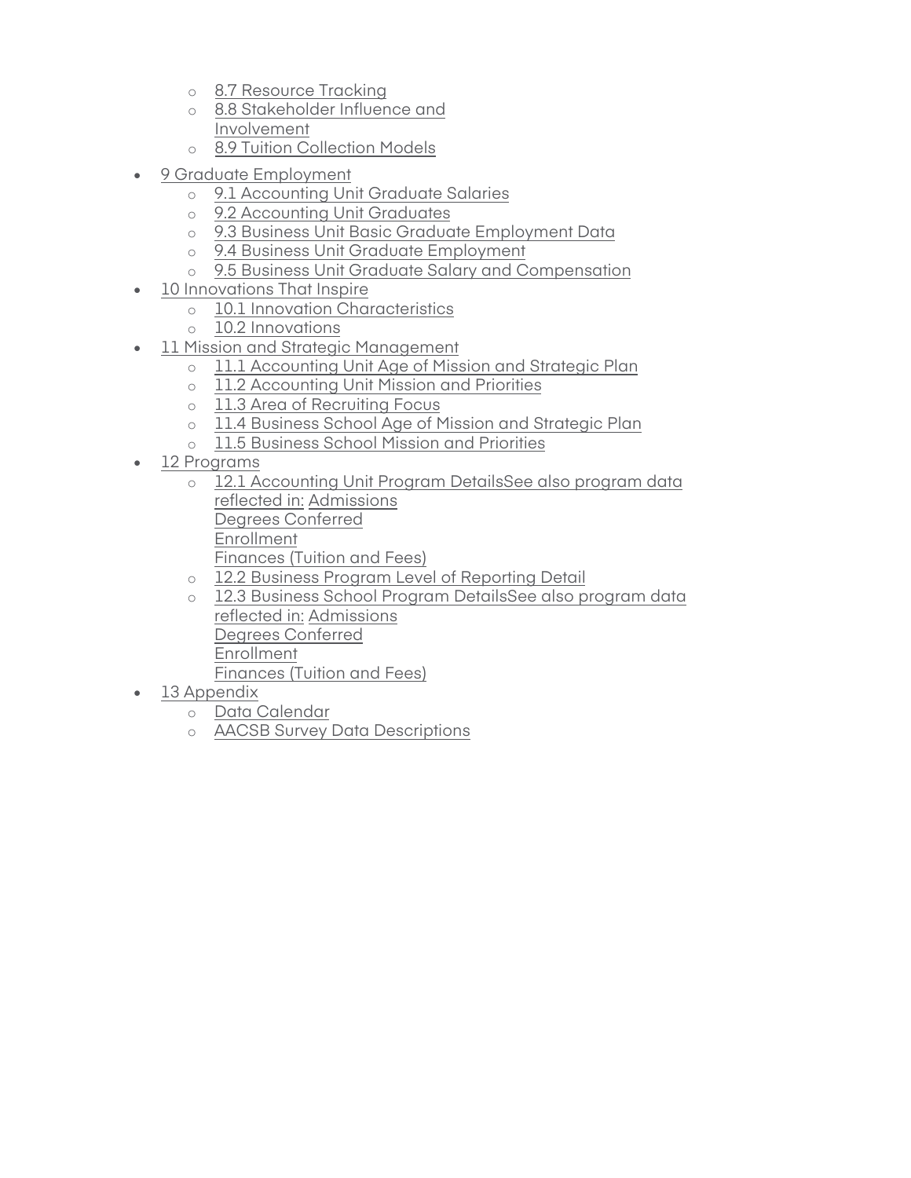- 8.7 Resource Tracking
  - 8.8 Stakeholder Influence and Involvement
  - 8.9 Tuition Collection Models
- 9 Graduate Employment
  - 9.1 Accounting Unit Graduate Salaries
  - 9.2 Accounting Unit Graduates
  - 9.3 Business Unit Basic Graduate Employment Data
  - 9.4 Business Unit Graduate Employment
  - 9.5 Business Unit Graduate Salary and Compensation
- 10 Innovations That Inspire
  - 10.1 Innovation Characteristics
  - 10.2 Innovations
- 11 Mission and Strategic Management
  - 11.1 Accounting Unit Age of Mission and Strategic Plan
  - 11.2 Accounting Unit Mission and Priorities
  - 11.3 Area of Recruiting Focus
  - 11.4 Business School Age of Mission and Strategic Plan
  - 11.5 Business School Mission and Priorities
- 12 Programs
  - 12.1 Accounting Unit Program DetailsSee also program data reflected in: Admissions
    Degrees Conferred
    Enrollment
    Finances (Tuition and Fees)
  - 12.2 Business Program Level of Reporting Detail
  - 12.3 Business School Program DetailsSee also program data reflected in: Admissions
    Degrees Conferred
    Enrollment
    Finances (Tuition and Fees)
- 13 Appendix
  - Data Calendar
  - AACSB Survey Data Descriptions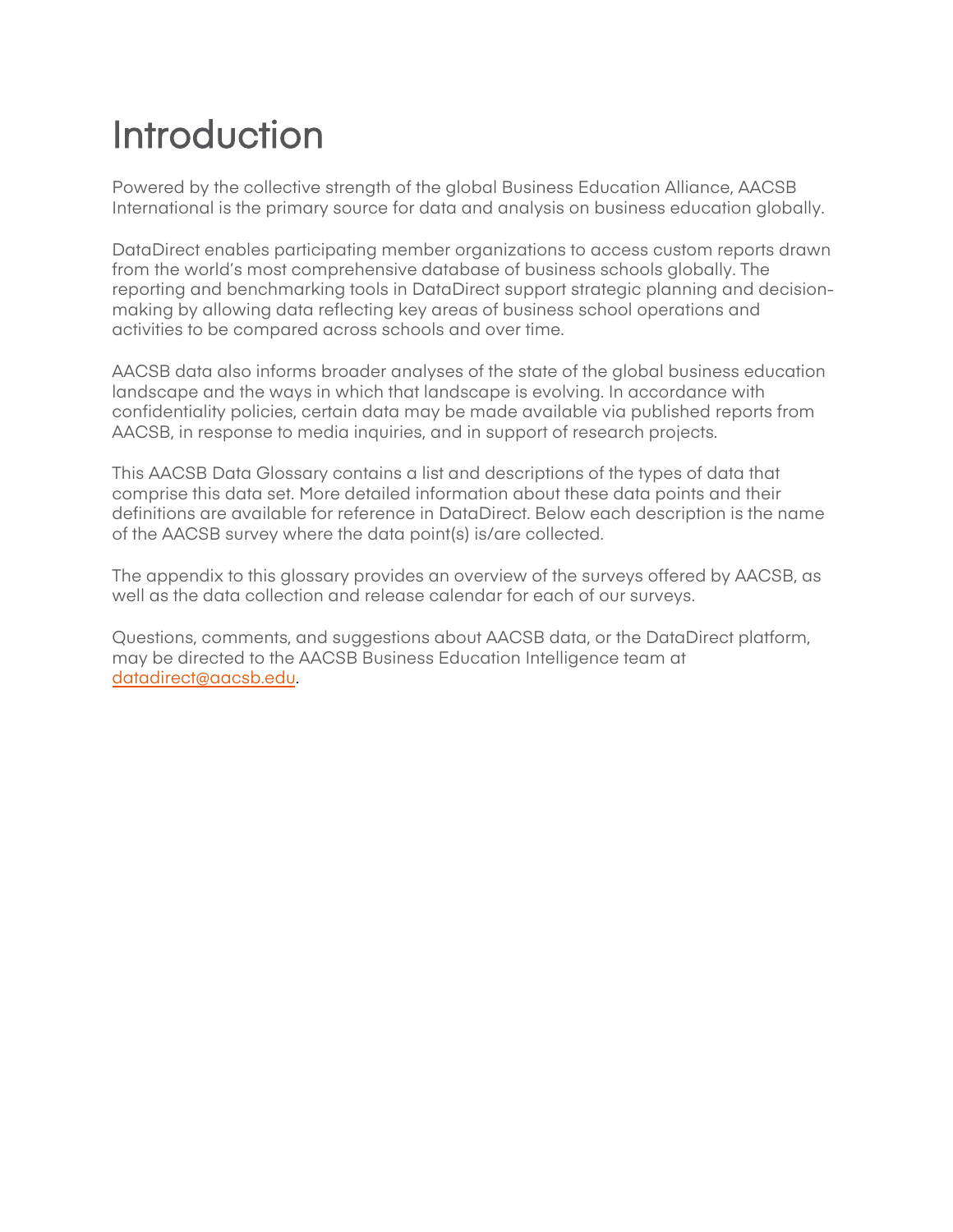# Introduction

Powered by the collective strength of the global Business Education Alliance, AACSB International is the primary source for data and analysis on business education globally.

DataDirect enables participating member organizations to access custom reports drawn from the world's most comprehensive database of business schools globally. The reporting and benchmarking tools in DataDirect support strategic planning and decision-making by allowing data reflecting key areas of business school operations and activities to be compared across schools and over time.

AACSB data also informs broader analyses of the state of the global business education landscape and the ways in which that landscape is evolving. In accordance with confidentiality policies, certain data may be made available via published reports from AACSB, in response to media inquiries, and in support of research projects.

This AACSB Data Glossary contains a list and descriptions of the types of data that comprise this data set. More detailed information about these data points and their definitions are available for reference in DataDirect. Below each description is the name of the AACSB survey where the data point(s) is/are collected.

The appendix to this glossary provides an overview of the surveys offered by AACSB, as well as the data collection and release calendar for each of our surveys.

Questions, comments, and suggestions about AACSB data, or the DataDirect platform, may be directed to the AACSB Business Education Intelligence team at [datadirect@aacsb.edu](mailto:datadirect@aacsb.edu).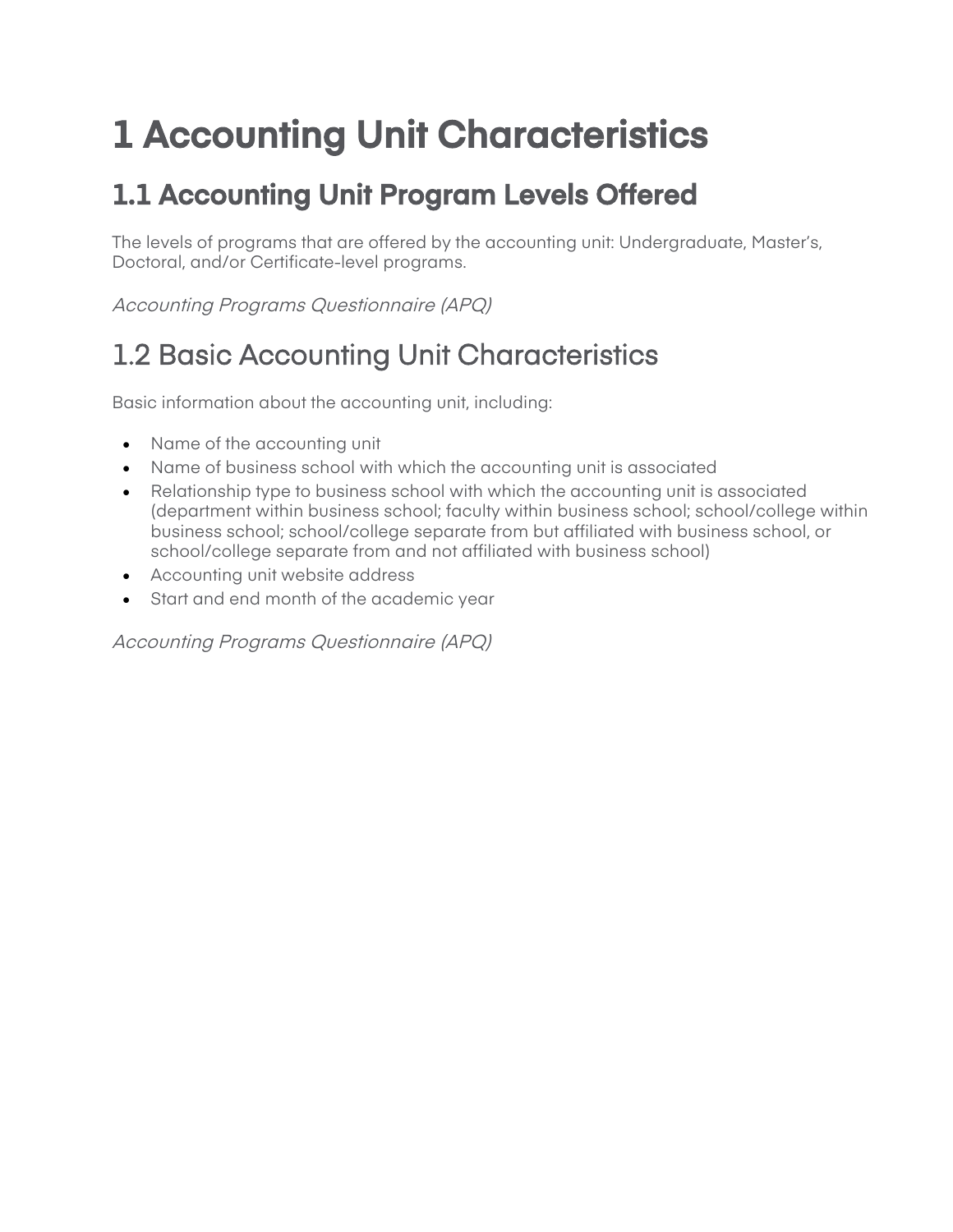# 1 Accounting Unit Characteristics

## 1.1 Accounting Unit Program Levels Offered

The levels of programs that are offered by the accounting unit: Undergraduate, Master's, Doctoral, and/or Certificate-level programs.

*Accounting Programs Questionnaire (APQ)*

## 1.2 Basic Accounting Unit Characteristics

Basic information about the accounting unit, including:

- Name of the accounting unit
- Name of business school with which the accounting unit is associated
- Relationship type to business school with which the accounting unit is associated (department within business school; faculty within business school; school/college within business school; school/college separate from but affiliated with business school, or school/college separate from and not affiliated with business school)
- Accounting unit website address
- Start and end month of the academic year

*Accounting Programs Questionnaire (APQ)*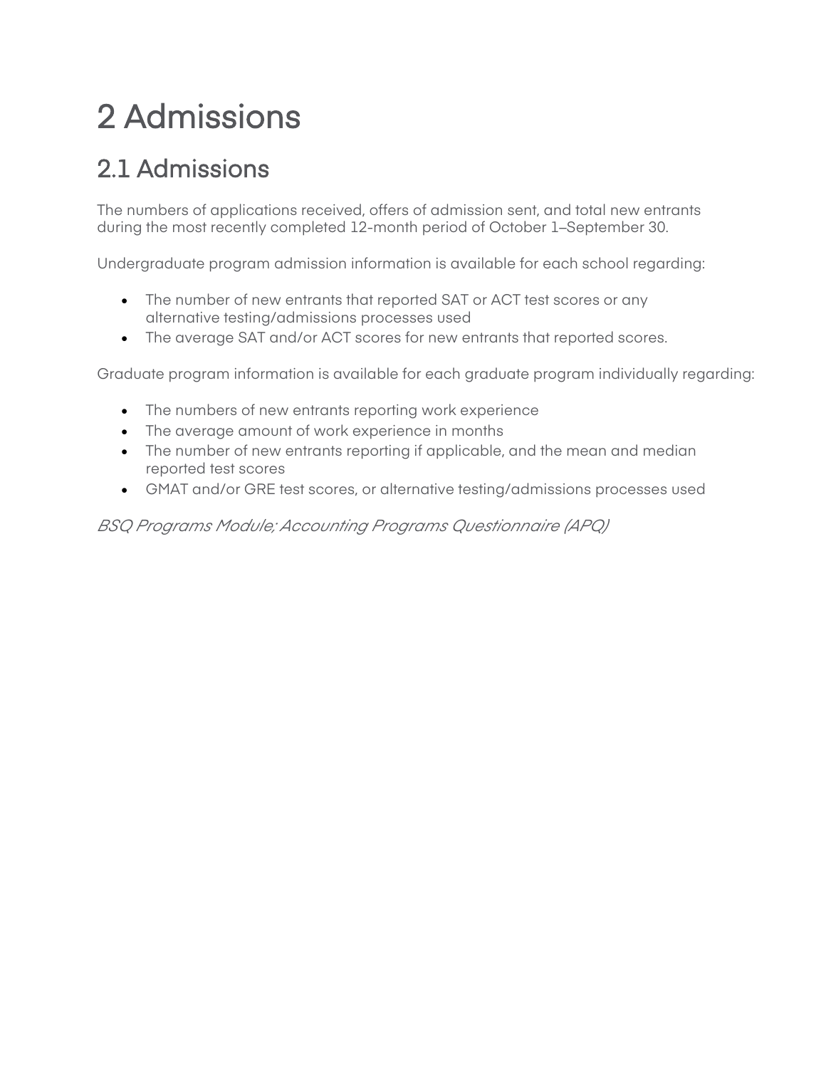# 2 Admissions

## 2.1 Admissions

The numbers of applications received, offers of admission sent, and total new entrants during the most recently completed 12-month period of October 1–September 30.

Undergraduate program admission information is available for each school regarding:

- The number of new entrants that reported SAT or ACT test scores or any alternative testing/admissions processes used
- The average SAT and/or ACT scores for new entrants that reported scores.

Graduate program information is available for each graduate program individually regarding:

- The numbers of new entrants reporting work experience
- The average amount of work experience in months
- The number of new entrants reporting if applicable, and the mean and median reported test scores
- GMAT and/or GRE test scores, or alternative testing/admissions processes used

*BSQ Programs Module; Accounting Programs Questionnaire (APQ)*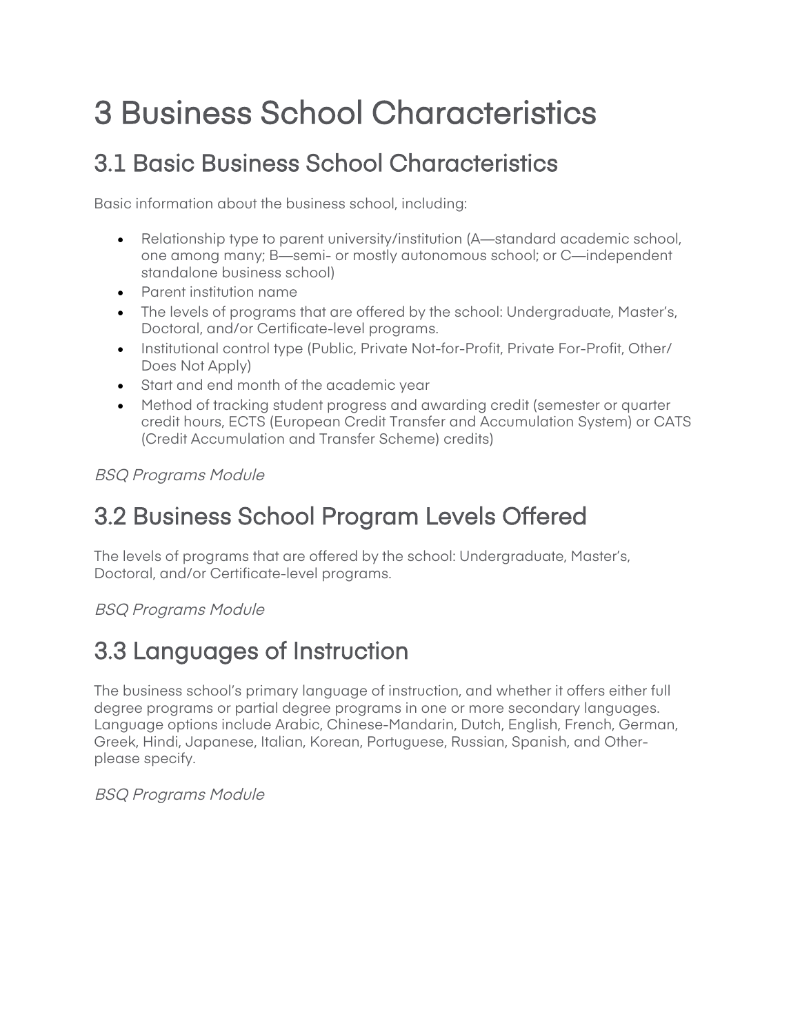# 3 Business School Characteristics

## 3.1 Basic Business School Characteristics

Basic information about the business school, including:

- Relationship type to parent university/institution (A—standard academic school, one among many; B—semi- or mostly autonomous school; or C—independent standalone business school)
- Parent institution name
- The levels of programs that are offered by the school: Undergraduate, Master's, Doctoral, and/or Certificate-level programs.
- Institutional control type (Public, Private Not-for-Profit, Private For-Profit, Other/ Does Not Apply)
- Start and end month of the academic year
- Method of tracking student progress and awarding credit (semester or quarter credit hours, ECTS (European Credit Transfer and Accumulation System) or CATS (Credit Accumulation and Transfer Scheme) credits)

*BSQ Programs Module*

## 3.2 Business School Program Levels Offered

The levels of programs that are offered by the school: Undergraduate, Master's, Doctoral, and/or Certificate-level programs.

*BSQ Programs Module*

## 3.3 Languages of Instruction

The business school's primary language of instruction, and whether it offers either full degree programs or partial degree programs in one or more secondary languages. Language options include Arabic, Chinese-Mandarin, Dutch, English, French, German, Greek, Hindi, Japanese, Italian, Korean, Portuguese, Russian, Spanish, and Other-please specify.

*BSQ Programs Module*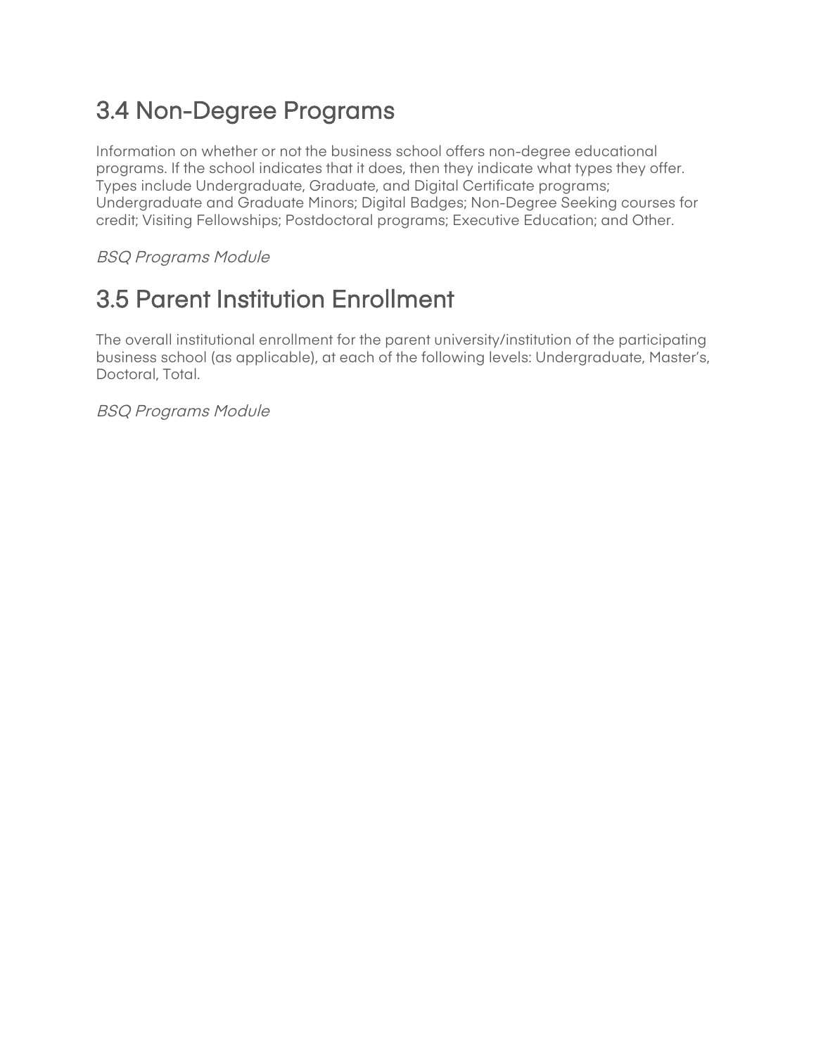## 3.4 Non-Degree Programs

Information on whether or not the business school offers non-degree educational programs. If the school indicates that it does, then they indicate what types they offer. Types include Undergraduate, Graduate, and Digital Certificate programs; Undergraduate and Graduate Minors; Digital Badges; Non-Degree Seeking courses for credit; Visiting Fellowships; Postdoctoral programs; Executive Education; and Other.

*BSQ Programs Module*

## 3.5 Parent Institution Enrollment

The overall institutional enrollment for the parent university/institution of the participating business school (as applicable), at each of the following levels: Undergraduate, Master's, Doctoral, Total.

*BSQ Programs Module*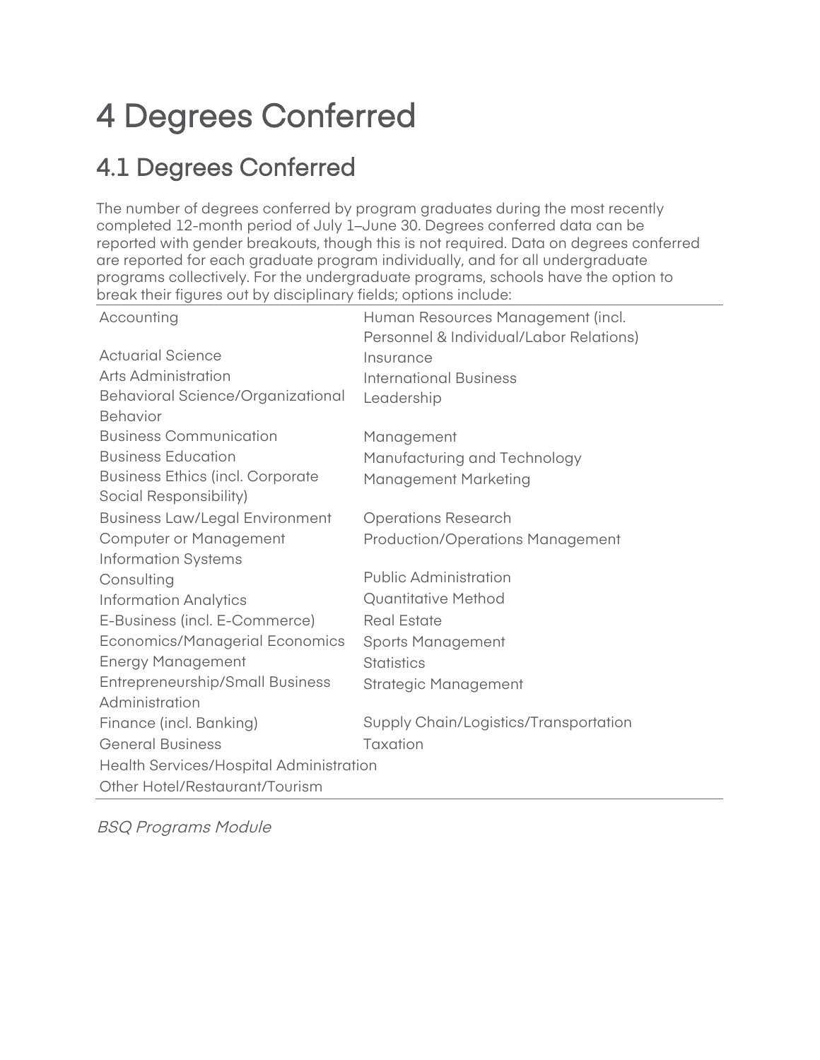# 4 Degrees Conferred

## 4.1 Degrees Conferred

The number of degrees conferred by program graduates during the most recently completed 12-month period of July 1–June 30. Degrees conferred data can be reported with gender breakouts, though this is not required. Data on degrees conferred are reported for each graduate program individually, and for all undergraduate programs collectively. For the undergraduate programs, schools have the option to break their figures out by disciplinary fields; options include:

| | |
|---|---|
| Accounting | Human Resources Management (incl. Personnel & Individual/Labor Relations) |
| Actuarial Science | Insurance |
| Arts Administration | International Business |
| Behavioral Science/Organizational Behavior | Leadership |
| Business Communication | Management |
| Business Education | Manufacturing and Technology |
| Business Ethics (incl. Corporate Social Responsibility) | Management Marketing |
| Business Law/Legal Environment | Operations Research |
| Computer or Management Information Systems | Production/Operations Management |
| Consulting | Public Administration |
| Information Analytics | Quantitative Method |
| E-Business (incl. E-Commerce) | Real Estate |
| Economics/Managerial Economics | Sports Management |
| Energy Management | Statistics |
| Entrepreneurship/Small Business Administration | Strategic Management |
| Finance (incl. Banking) | Supply Chain/Logistics/Transportation |
| General Business | Taxation |
| Health Services/Hospital Administration | |
| Other Hotel/Restaurant/Tourism | |

*BSQ Programs Module*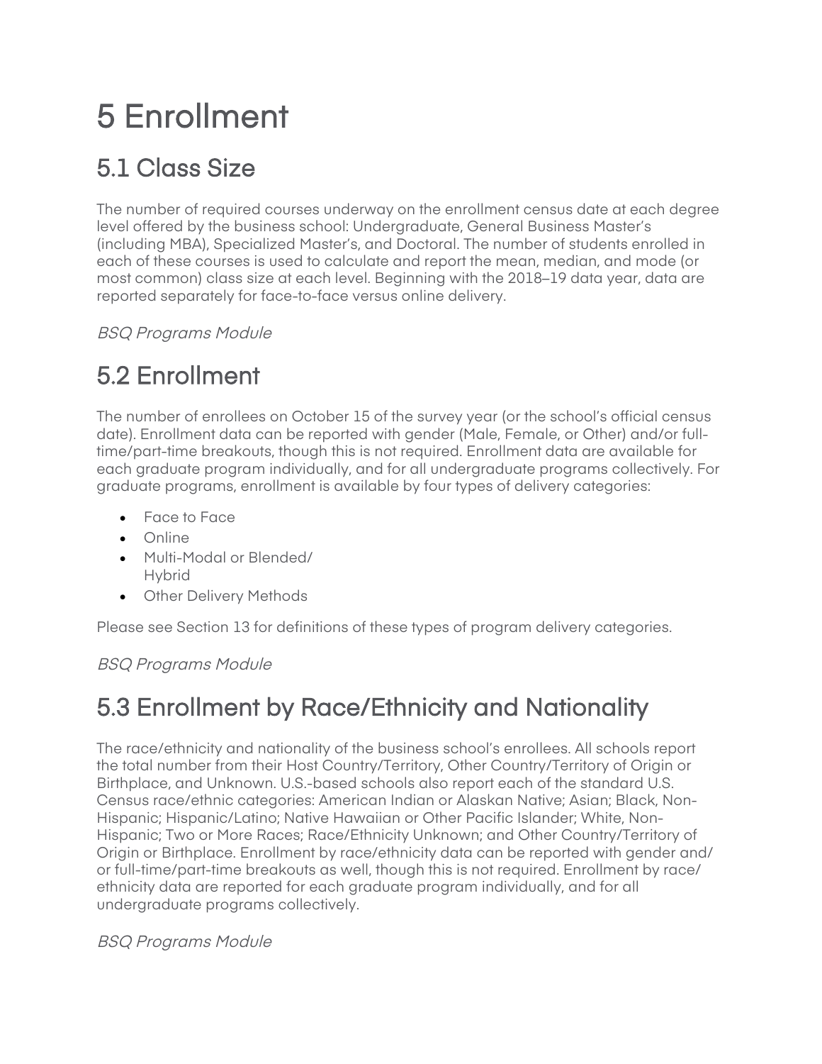# 5 Enrollment

## 5.1 Class Size

The number of required courses underway on the enrollment census date at each degree level offered by the business school: Undergraduate, General Business Master's (including MBA), Specialized Master's, and Doctoral. The number of students enrolled in each of these courses is used to calculate and report the mean, median, and mode (or most common) class size at each level. Beginning with the 2018–19 data year, data are reported separately for face-to-face versus online delivery.

*BSQ Programs Module*

## 5.2 Enrollment

The number of enrollees on October 15 of the survey year (or the school's official census date). Enrollment data can be reported with gender (Male, Female, or Other) and/or full-time/part-time breakouts, though this is not required. Enrollment data are available for each graduate program individually, and for all undergraduate programs collectively. For graduate programs, enrollment is available by four types of delivery categories:

- Face to Face
- Online
- Multi-Modal or Blended/Hybrid
- Other Delivery Methods

Please see Section 13 for definitions of these types of program delivery categories.

*BSQ Programs Module*

## 5.3 Enrollment by Race/Ethnicity and Nationality

The race/ethnicity and nationality of the business school's enrollees. All schools report the total number from their Host Country/Territory, Other Country/Territory of Origin or Birthplace, and Unknown. U.S.-based schools also report each of the standard U.S. Census race/ethnic categories: American Indian or Alaskan Native; Asian; Black, Non-Hispanic; Hispanic/Latino; Native Hawaiian or Other Pacific Islander; White, Non-Hispanic; Two or More Races; Race/Ethnicity Unknown; and Other Country/Territory of Origin or Birthplace. Enrollment by race/ethnicity data can be reported with gender and/or full-time/part-time breakouts as well, though this is not required. Enrollment by race/ethnicity data are reported for each graduate program individually, and for all undergraduate programs collectively.

*BSQ Programs Module*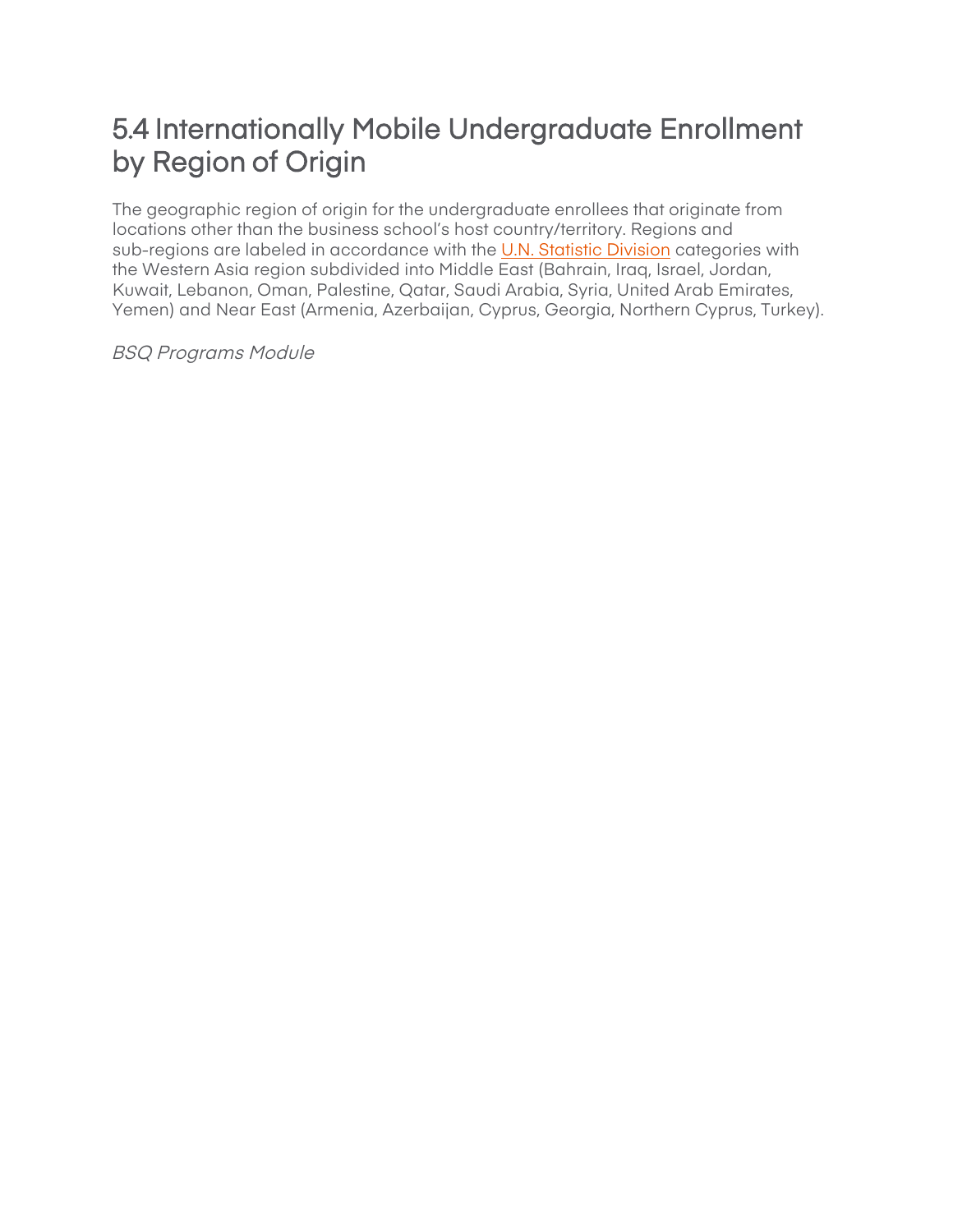## 5.4 Internationally Mobile Undergraduate Enrollment by Region of Origin

The geographic region of origin for the undergraduate enrollees that originate from locations other than the business school's host country/territory. Regions and sub-regions are labeled in accordance with the [U.N. Statistic Division] categories with the Western Asia region subdivided into Middle East (Bahrain, Iraq, Israel, Jordan, Kuwait, Lebanon, Oman, Palestine, Qatar, Saudi Arabia, Syria, United Arab Emirates, Yemen) and Near East (Armenia, Azerbaijan, Cyprus, Georgia, Northern Cyprus, Turkey).

*BSQ Programs Module*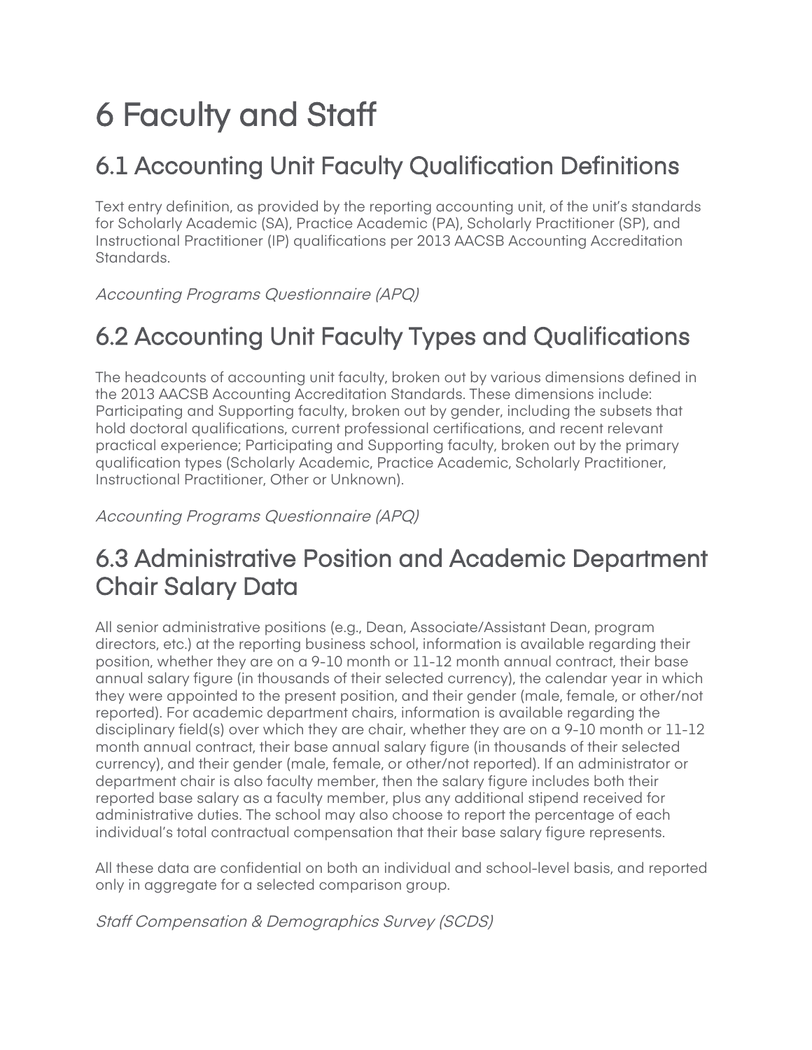# 6 Faculty and Staff

## 6.1 Accounting Unit Faculty Qualification Definitions

Text entry definition, as provided by the reporting accounting unit, of the unit's standards for Scholarly Academic (SA), Practice Academic (PA), Scholarly Practitioner (SP), and Instructional Practitioner (IP) qualifications per 2013 AACSB Accounting Accreditation Standards.

*Accounting Programs Questionnaire (APQ)*

## 6.2 Accounting Unit Faculty Types and Qualifications

The headcounts of accounting unit faculty, broken out by various dimensions defined in the 2013 AACSB Accounting Accreditation Standards. These dimensions include: Participating and Supporting faculty, broken out by gender, including the subsets that hold doctoral qualifications, current professional certifications, and recent relevant practical experience; Participating and Supporting faculty, broken out by the primary qualification types (Scholarly Academic, Practice Academic, Scholarly Practitioner, Instructional Practitioner, Other or Unknown).

*Accounting Programs Questionnaire (APQ)*

## 6.3 Administrative Position and Academic Department Chair Salary Data

All senior administrative positions (e.g., Dean, Associate/Assistant Dean, program directors, etc.) at the reporting business school, information is available regarding their position, whether they are on a 9-10 month or 11-12 month annual contract, their base annual salary figure (in thousands of their selected currency), the calendar year in which they were appointed to the present position, and their gender (male, female, or other/not reported). For academic department chairs, information is available regarding the disciplinary field(s) over which they are chair, whether they are on a 9-10 month or 11-12 month annual contract, their base annual salary figure (in thousands of their selected currency), and their gender (male, female, or other/not reported). If an administrator or department chair is also faculty member, then the salary figure includes both their reported base salary as a faculty member, plus any additional stipend received for administrative duties. The school may also choose to report the percentage of each individual's total contractual compensation that their base salary figure represents.

All these data are confidential on both an individual and school-level basis, and reported only in aggregate for a selected comparison group.

*Staff Compensation & Demographics Survey (SCDS)*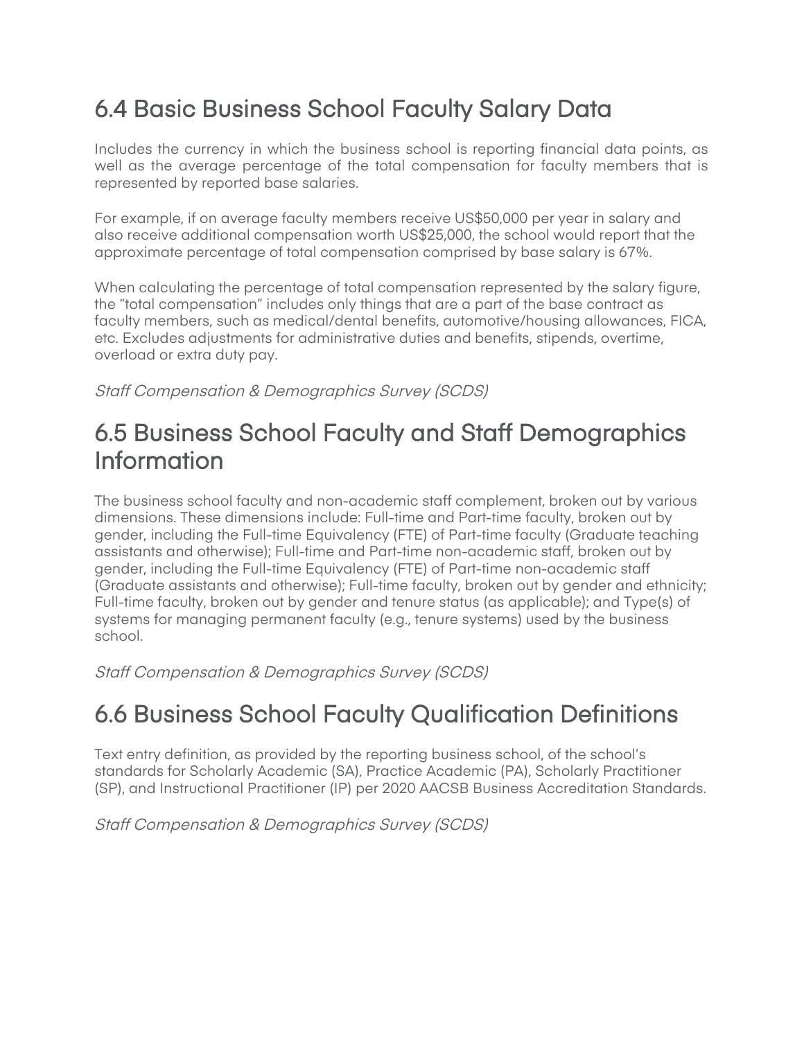## 6.4 Basic Business School Faculty Salary Data

Includes the currency in which the business school is reporting financial data points, as well as the average percentage of the total compensation for faculty members that is represented by reported base salaries.

For example, if on average faculty members receive US$50,000 per year in salary and also receive additional compensation worth US$25,000, the school would report that the approximate percentage of total compensation comprised by base salary is 67%.

When calculating the percentage of total compensation represented by the salary figure, the "total compensation" includes only things that are a part of the base contract as faculty members, such as medical/dental benefits, automotive/housing allowances, FICA, etc. Excludes adjustments for administrative duties and benefits, stipends, overtime, overload or extra duty pay.

*Staff Compensation & Demographics Survey (SCDS)*

## 6.5 Business School Faculty and Staff Demographics Information

The business school faculty and non-academic staff complement, broken out by various dimensions. These dimensions include: Full-time and Part-time faculty, broken out by gender, including the Full-time Equivalency (FTE) of Part-time faculty (Graduate teaching assistants and otherwise); Full-time and Part-time non-academic staff, broken out by gender, including the Full-time Equivalency (FTE) of Part-time non-academic staff (Graduate assistants and otherwise); Full-time faculty, broken out by gender and ethnicity; Full-time faculty, broken out by gender and tenure status (as applicable); and Type(s) of systems for managing permanent faculty (e.g., tenure systems) used by the business school.

*Staff Compensation & Demographics Survey (SCDS)*

## 6.6 Business School Faculty Qualification Definitions

Text entry definition, as provided by the reporting business school, of the school's standards for Scholarly Academic (SA), Practice Academic (PA), Scholarly Practitioner (SP), and Instructional Practitioner (IP) per 2020 AACSB Business Accreditation Standards.

*Staff Compensation & Demographics Survey (SCDS)*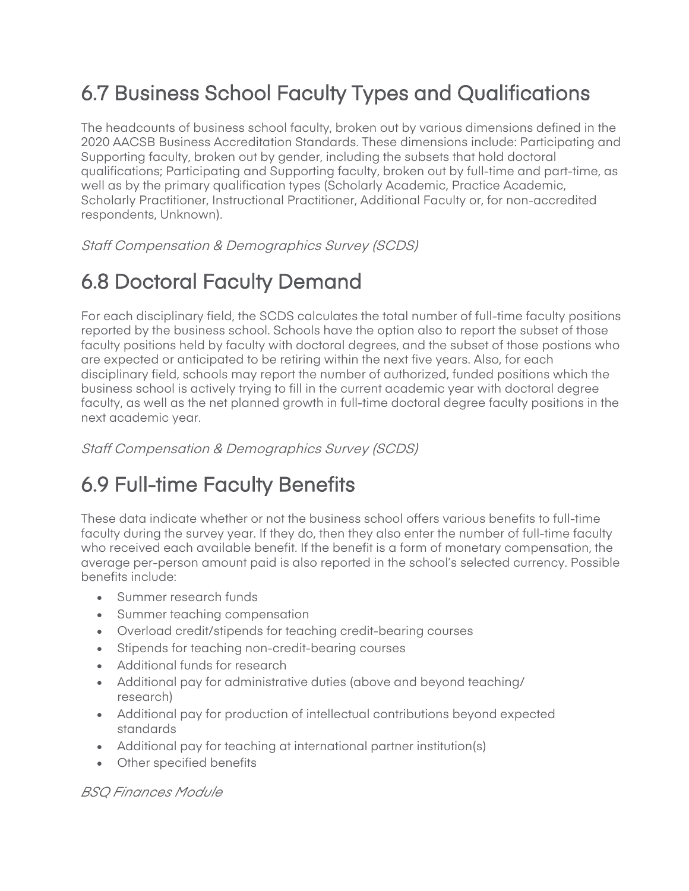## 6.7 Business School Faculty Types and Qualifications

The headcounts of business school faculty, broken out by various dimensions defined in the 2020 AACSB Business Accreditation Standards. These dimensions include: Participating and Supporting faculty, broken out by gender, including the subsets that hold doctoral qualifications; Participating and Supporting faculty, broken out by full-time and part-time, as well as by the primary qualification types (Scholarly Academic, Practice Academic, Scholarly Practitioner, Instructional Practitioner, Additional Faculty or, for non-accredited respondents, Unknown).

*Staff Compensation & Demographics Survey (SCDS)*

## 6.8 Doctoral Faculty Demand

For each disciplinary field, the SCDS calculates the total number of full-time faculty positions reported by the business school. Schools have the option also to report the subset of those faculty positions held by faculty with doctoral degrees, and the subset of those postions who are expected or anticipated to be retiring within the next five years. Also, for each disciplinary field, schools may report the number of authorized, funded positions which the business school is actively trying to fill in the current academic year with doctoral degree faculty, as well as the net planned growth in full-time doctoral degree faculty positions in the next academic year.

*Staff Compensation & Demographics Survey (SCDS)*

## 6.9 Full-time Faculty Benefits

These data indicate whether or not the business school offers various benefits to full-time faculty during the survey year. If they do, then they also enter the number of full-time faculty who received each available benefit. If the benefit is a form of monetary compensation, the average per-person amount paid is also reported in the school's selected currency. Possible benefits include:

- Summer research funds
- Summer teaching compensation
- Overload credit/stipends for teaching credit-bearing courses
- Stipends for teaching non-credit-bearing courses
- Additional funds for research
- Additional pay for administrative duties (above and beyond teaching/ research)
- Additional pay for production of intellectual contributions beyond expected standards
- Additional pay for teaching at international partner institution(s)
- Other specified benefits

*BSQ Finances Module*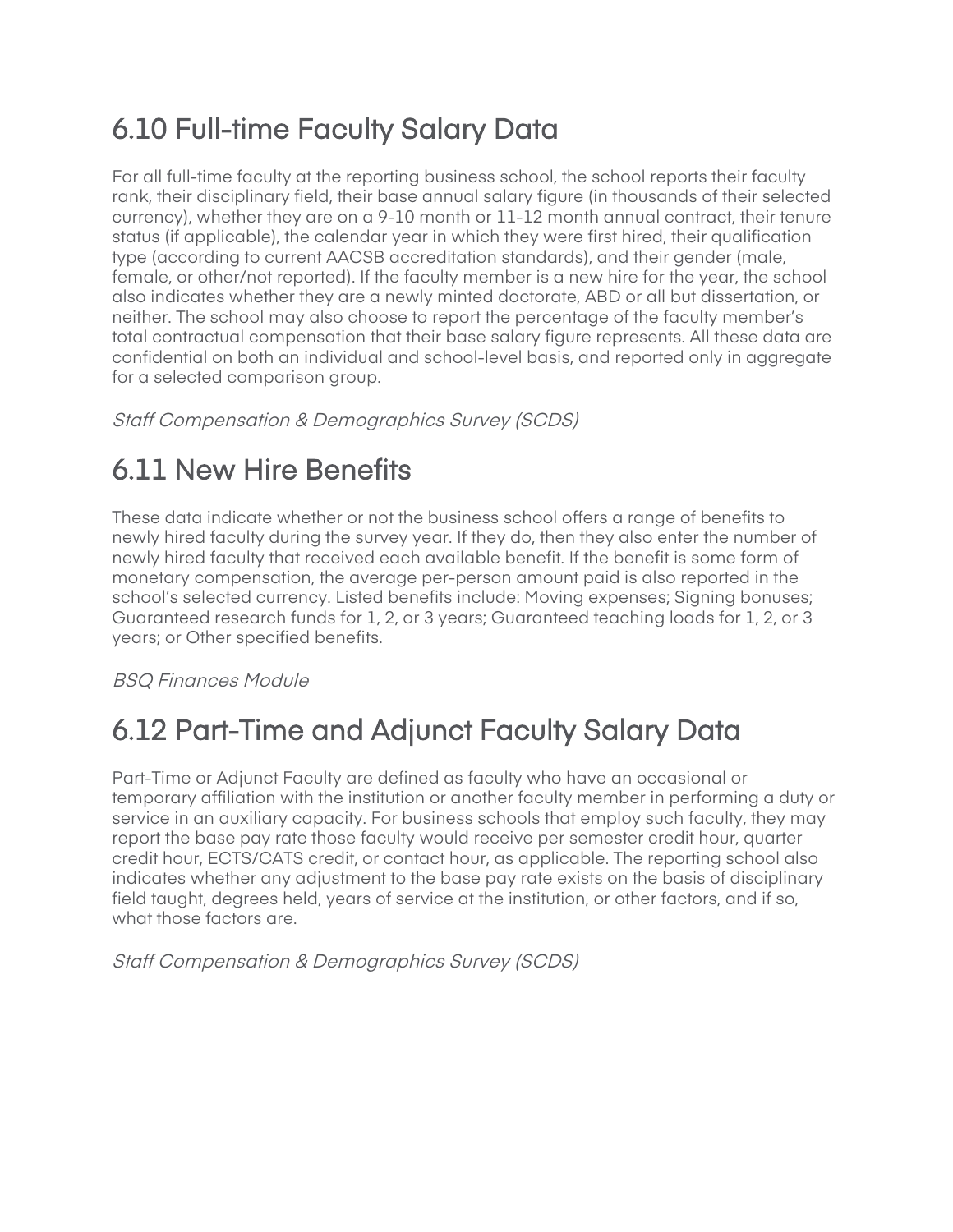## 6.10 Full-time Faculty Salary Data

For all full-time faculty at the reporting business school, the school reports their faculty rank, their disciplinary field, their base annual salary figure (in thousands of their selected currency), whether they are on a 9-10 month or 11-12 month annual contract, their tenure status (if applicable), the calendar year in which they were first hired, their qualification type (according to current AACSB accreditation standards), and their gender (male, female, or other/not reported). If the faculty member is a new hire for the year, the school also indicates whether they are a newly minted doctorate, ABD or all but dissertation, or neither. The school may also choose to report the percentage of the faculty member's total contractual compensation that their base salary figure represents. All these data are confidential on both an individual and school-level basis, and reported only in aggregate for a selected comparison group.

*Staff Compensation & Demographics Survey (SCDS)*

## 6.11 New Hire Benefits

These data indicate whether or not the business school offers a range of benefits to newly hired faculty during the survey year. If they do, then they also enter the number of newly hired faculty that received each available benefit. If the benefit is some form of monetary compensation, the average per-person amount paid is also reported in the school's selected currency. Listed benefits include: Moving expenses; Signing bonuses; Guaranteed research funds for 1, 2, or 3 years; Guaranteed teaching loads for 1, 2, or 3 years; or Other specified benefits.

*BSQ Finances Module*

## 6.12 Part-Time and Adjunct Faculty Salary Data

Part-Time or Adjunct Faculty are defined as faculty who have an occasional or temporary affiliation with the institution or another faculty member in performing a duty or service in an auxiliary capacity. For business schools that employ such faculty, they may report the base pay rate those faculty would receive per semester credit hour, quarter credit hour, ECTS/CATS credit, or contact hour, as applicable. The reporting school also indicates whether any adjustment to the base pay rate exists on the basis of disciplinary field taught, degrees held, years of service at the institution, or other factors, and if so, what those factors are.

*Staff Compensation & Demographics Survey (SCDS)*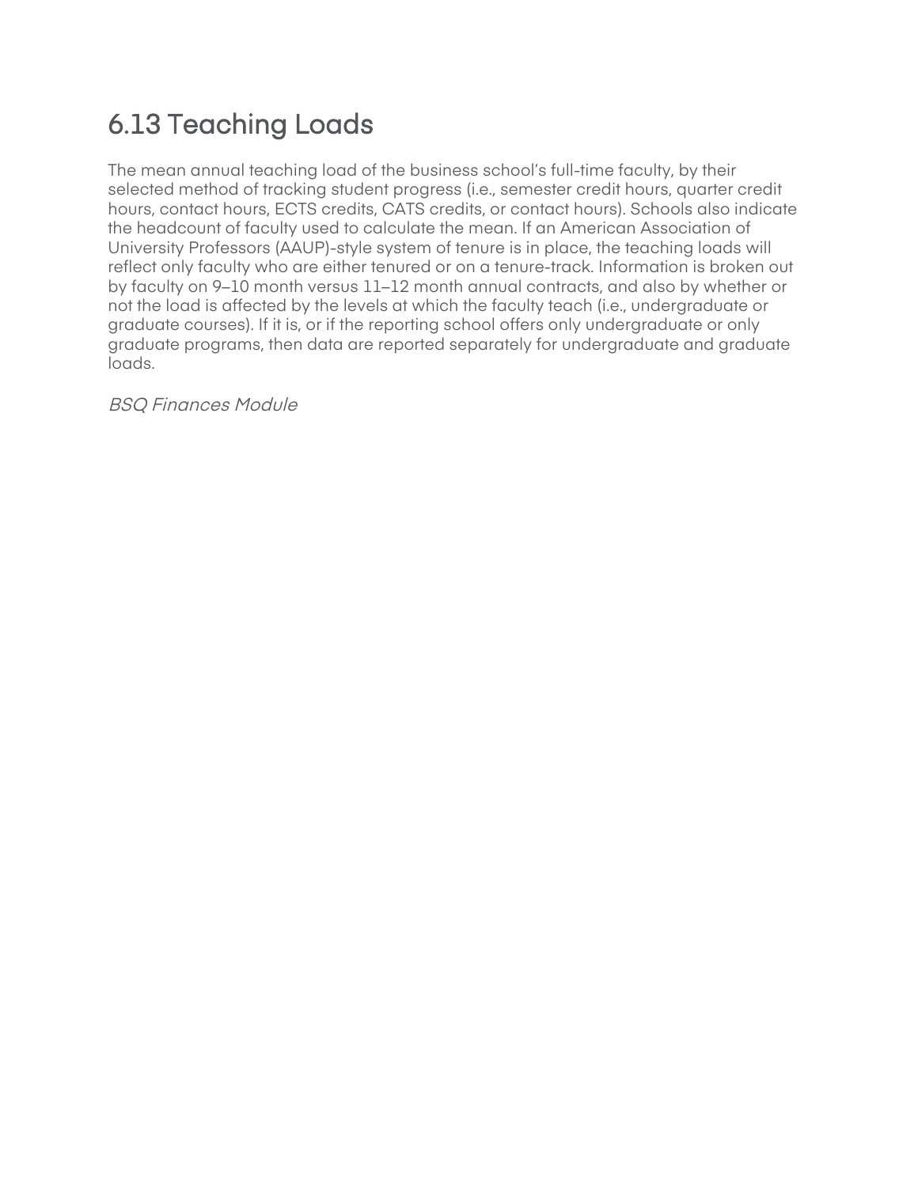## 6.13 Teaching Loads

The mean annual teaching load of the business school's full-time faculty, by their selected method of tracking student progress (i.e., semester credit hours, quarter credit hours, contact hours, ECTS credits, CATS credits, or contact hours). Schools also indicate the headcount of faculty used to calculate the mean. If an American Association of University Professors (AAUP)-style system of tenure is in place, the teaching loads will reflect only faculty who are either tenured or on a tenure-track. Information is broken out by faculty on 9–10 month versus 11–12 month annual contracts, and also by whether or not the load is affected by the levels at which the faculty teach (i.e., undergraduate or graduate courses). If it is, or if the reporting school offers only undergraduate or only graduate programs, then data are reported separately for undergraduate and graduate loads.

*BSQ Finances Module*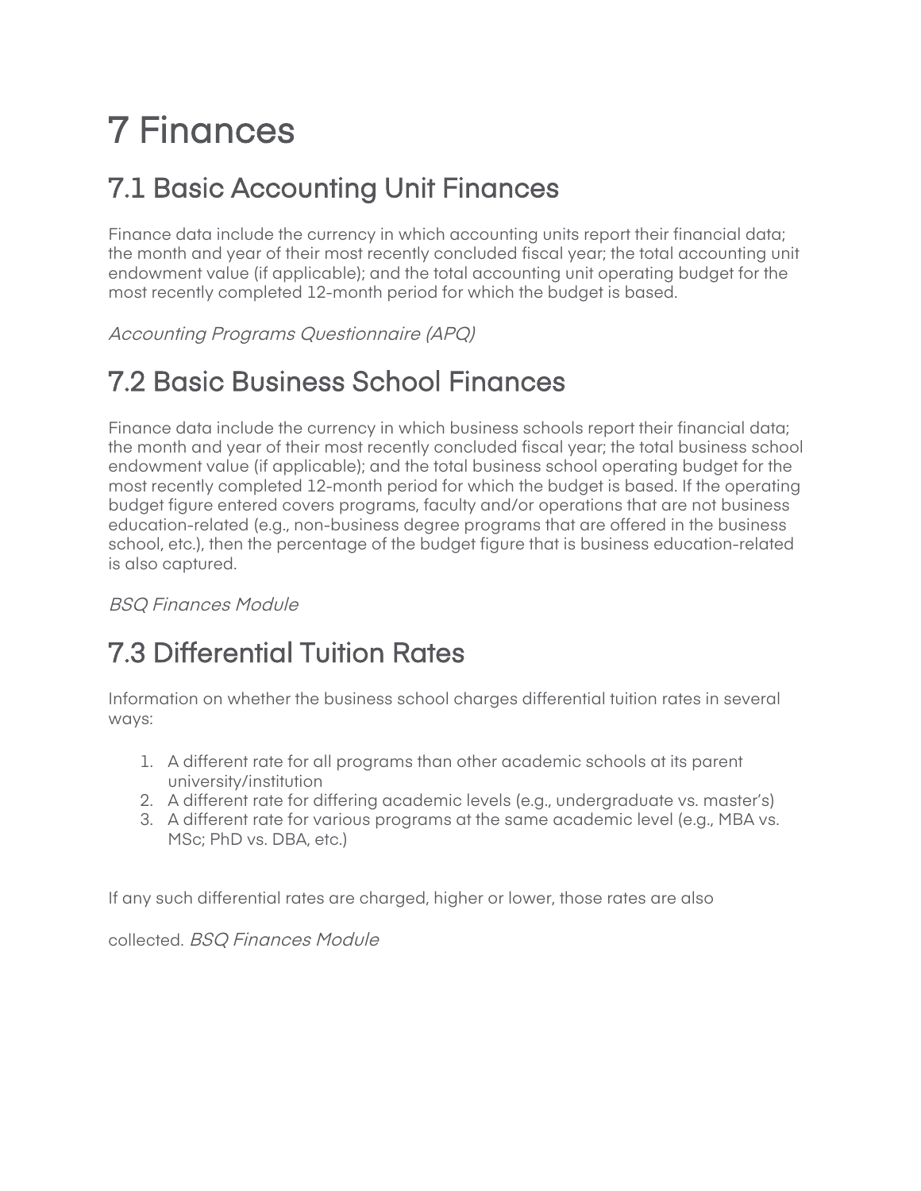# 7 Finances

## 7.1 Basic Accounting Unit Finances

Finance data include the currency in which accounting units report their financial data; the month and year of their most recently concluded fiscal year; the total accounting unit endowment value (if applicable); and the total accounting unit operating budget for the most recently completed 12-month period for which the budget is based.

*Accounting Programs Questionnaire (APQ)*

## 7.2 Basic Business School Finances

Finance data include the currency in which business schools report their financial data; the month and year of their most recently concluded fiscal year; the total business school endowment value (if applicable); and the total business school operating budget for the most recently completed 12-month period for which the budget is based. If the operating budget figure entered covers programs, faculty and/or operations that are not business education-related (e.g., non-business degree programs that are offered in the business school, etc.), then the percentage of the budget figure that is business education-related is also captured.

*BSQ Finances Module*

## 7.3 Differential Tuition Rates

Information on whether the business school charges differential tuition rates in several ways:

1. A different rate for all programs than other academic schools at its parent university/institution
2. A different rate for differing academic levels (e.g., undergraduate vs. master's)
3. A different rate for various programs at the same academic level (e.g., MBA vs. MSc; PhD vs. DBA, etc.)

If any such differential rates are charged, higher or lower, those rates are also

collected. *BSQ Finances Module*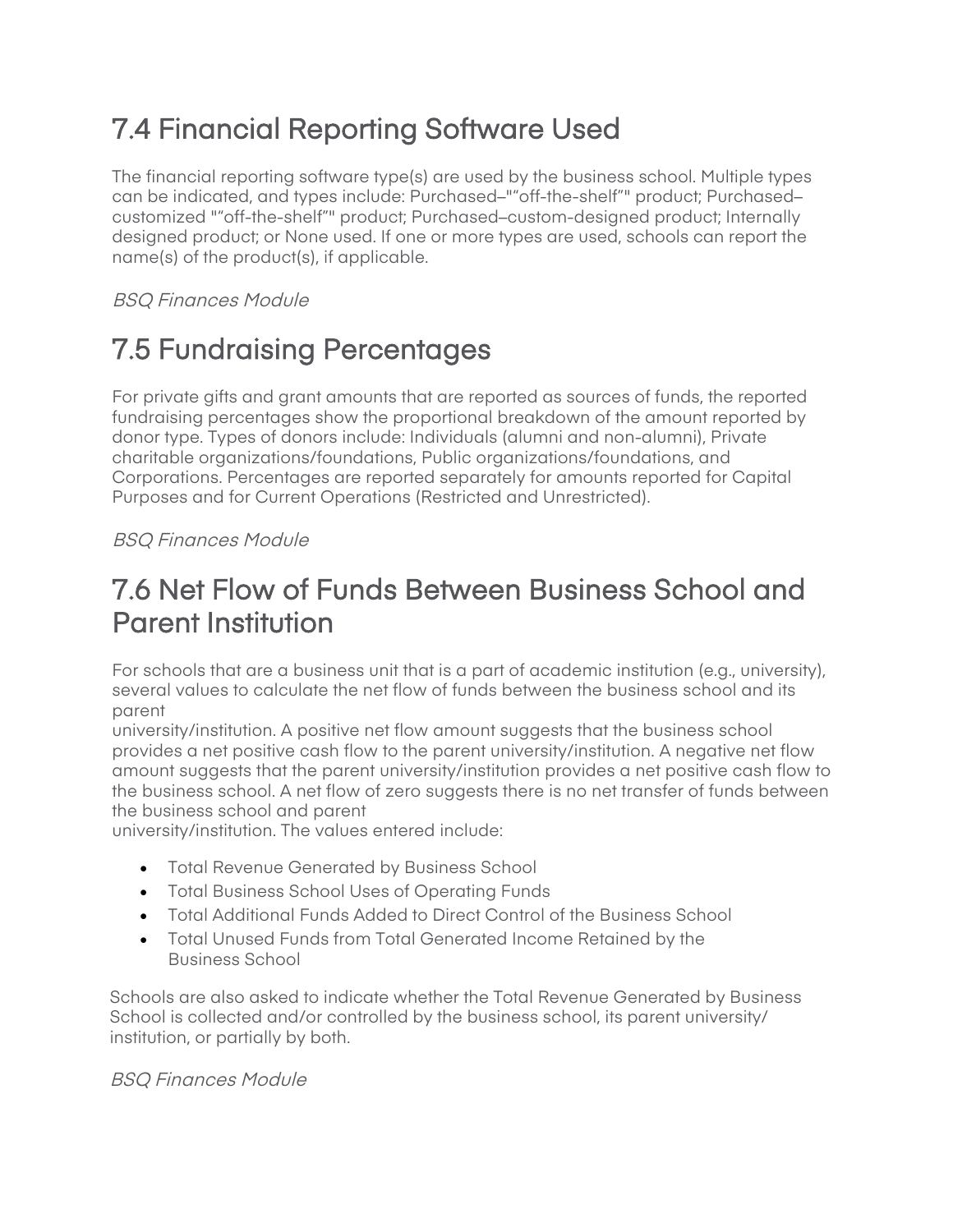## 7.4 Financial Reporting Software Used

The financial reporting software type(s) are used by the business school. Multiple types can be indicated, and types include: Purchased–""off-the-shelf"" product; Purchased–customized ""off-the-shelf"" product; Purchased–custom-designed product; Internally designed product; or None used. If one or more types are used, schools can report the name(s) of the product(s), if applicable.

*BSQ Finances Module*

## 7.5 Fundraising Percentages

For private gifts and grant amounts that are reported as sources of funds, the reported fundraising percentages show the proportional breakdown of the amount reported by donor type. Types of donors include: Individuals (alumni and non-alumni), Private charitable organizations/foundations, Public organizations/foundations, and Corporations. Percentages are reported separately for amounts reported for Capital Purposes and for Current Operations (Restricted and Unrestricted).

*BSQ Finances Module*

## 7.6 Net Flow of Funds Between Business School and Parent Institution

For schools that are a business unit that is a part of academic institution (e.g., university), several values to calculate the net flow of funds between the business school and its parent university/institution. A positive net flow amount suggests that the business school provides a net positive cash flow to the parent university/institution. A negative net flow amount suggests that the parent university/institution provides a net positive cash flow to the business school. A net flow of zero suggests there is no net transfer of funds between the business school and parent university/institution. The values entered include:

- Total Revenue Generated by Business School
- Total Business School Uses of Operating Funds
- Total Additional Funds Added to Direct Control of the Business School
- Total Unused Funds from Total Generated Income Retained by the Business School

Schools are also asked to indicate whether the Total Revenue Generated by Business School is collected and/or controlled by the business school, its parent university/ institution, or partially by both.

*BSQ Finances Module*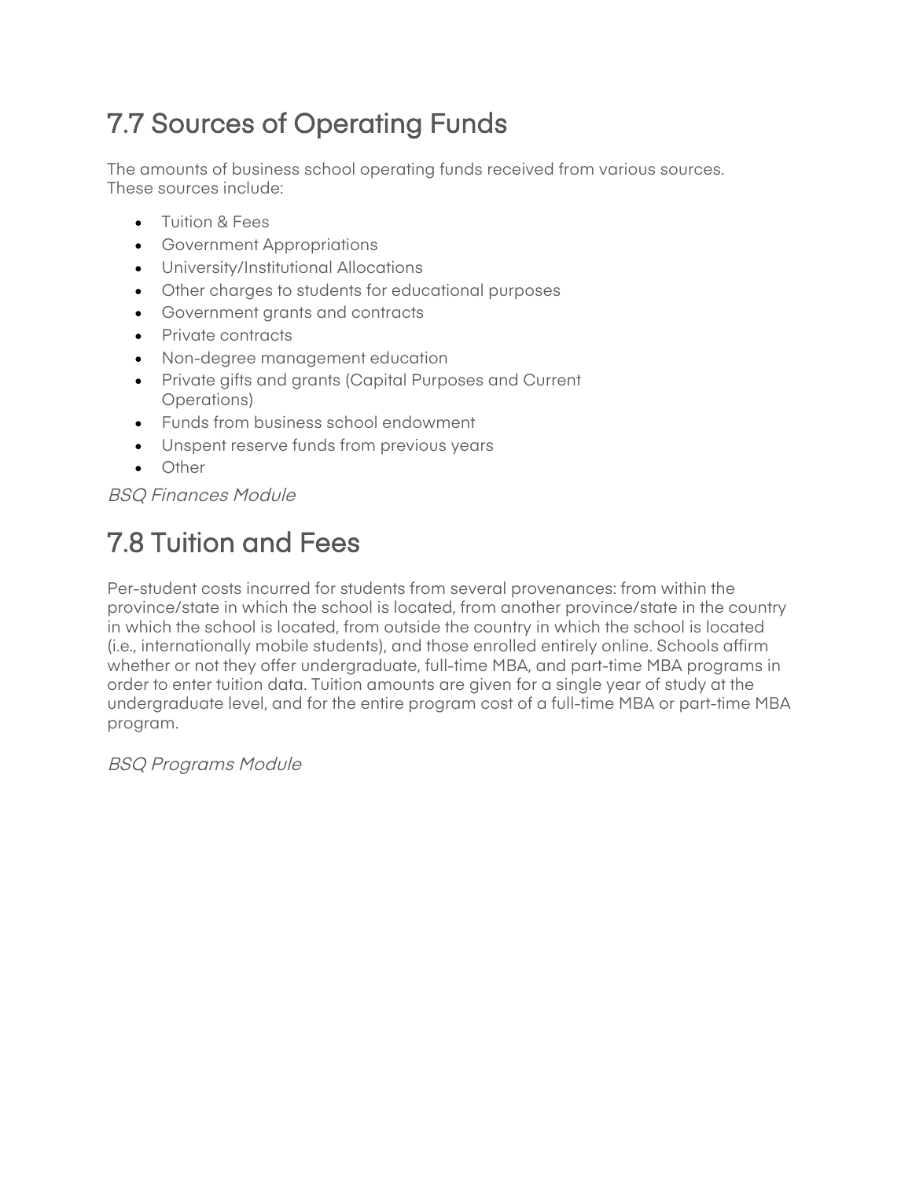## 7.7 Sources of Operating Funds

The amounts of business school operating funds received from various sources. These sources include:

- Tuition & Fees
- Government Appropriations
- University/Institutional Allocations
- Other charges to students for educational purposes
- Government grants and contracts
- Private contracts
- Non-degree management education
- Private gifts and grants (Capital Purposes and Current Operations)
- Funds from business school endowment
- Unspent reserve funds from previous years
- Other

*BSQ Finances Module*

## 7.8 Tuition and Fees

Per-student costs incurred for students from several provenances: from within the province/state in which the school is located, from another province/state in the country in which the school is located, from outside the country in which the school is located (i.e., internationally mobile students), and those enrolled entirely online. Schools affirm whether or not they offer undergraduate, full-time MBA, and part-time MBA programs in order to enter tuition data. Tuition amounts are given for a single year of study at the undergraduate level, and for the entire program cost of a full-time MBA or part-time MBA program.

*BSQ Programs Module*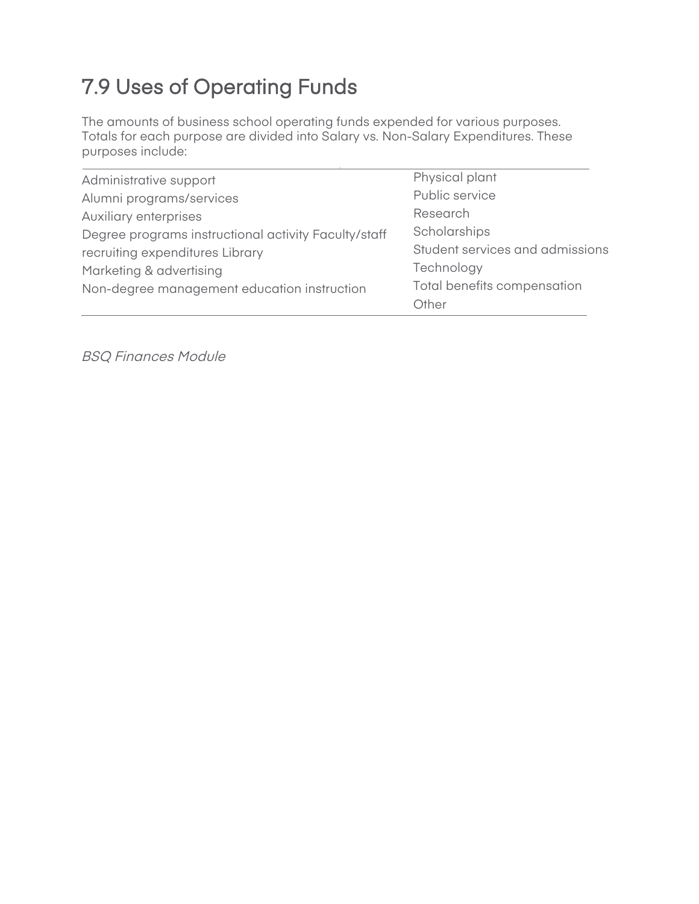## 7.9 Uses of Operating Funds

The amounts of business school operating funds expended for various purposes. Totals for each purpose are divided into Salary vs. Non-Salary Expenditures. These purposes include:

| | |
|---|---|
| Administrative support | Physical plant |
| Alumni programs/services | Public service |
| Auxiliary enterprises | Research |
| Degree programs instructional activity | Scholarships |
| Faculty/staff recruiting expenditures | Student services and admissions |
| Library | Technology |
| Marketing & advertising | Total benefits compensation |
| Non-degree management education instruction | Other |

*BSQ Finances Module*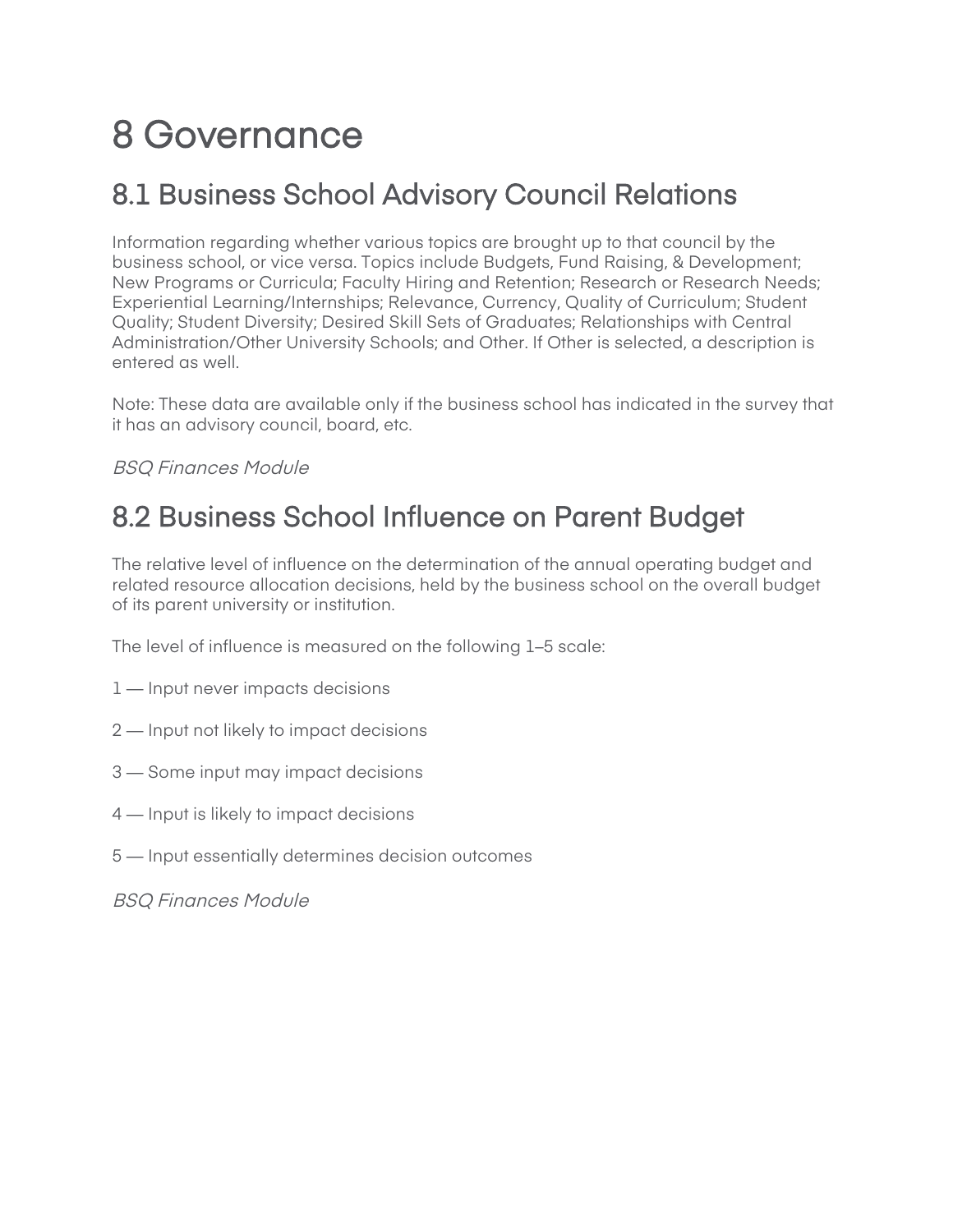# 8 Governance

## 8.1 Business School Advisory Council Relations

Information regarding whether various topics are brought up to that council by the business school, or vice versa. Topics include Budgets, Fund Raising, & Development; New Programs or Curricula; Faculty Hiring and Retention; Research or Research Needs; Experiential Learning/Internships; Relevance, Currency, Quality of Curriculum; Student Quality; Student Diversity; Desired Skill Sets of Graduates; Relationships with Central Administration/Other University Schools; and Other. If Other is selected, a description is entered as well.

Note: These data are available only if the business school has indicated in the survey that it has an advisory council, board, etc.

*BSQ Finances Module*

## 8.2 Business School Influence on Parent Budget

The relative level of influence on the determination of the annual operating budget and related resource allocation decisions, held by the business school on the overall budget of its parent university or institution.

The level of influence is measured on the following 1–5 scale:

1 — Input never impacts decisions

2 — Input not likely to impact decisions

3 — Some input may impact decisions

4 — Input is likely to impact decisions

5 — Input essentially determines decision outcomes

*BSQ Finances Module*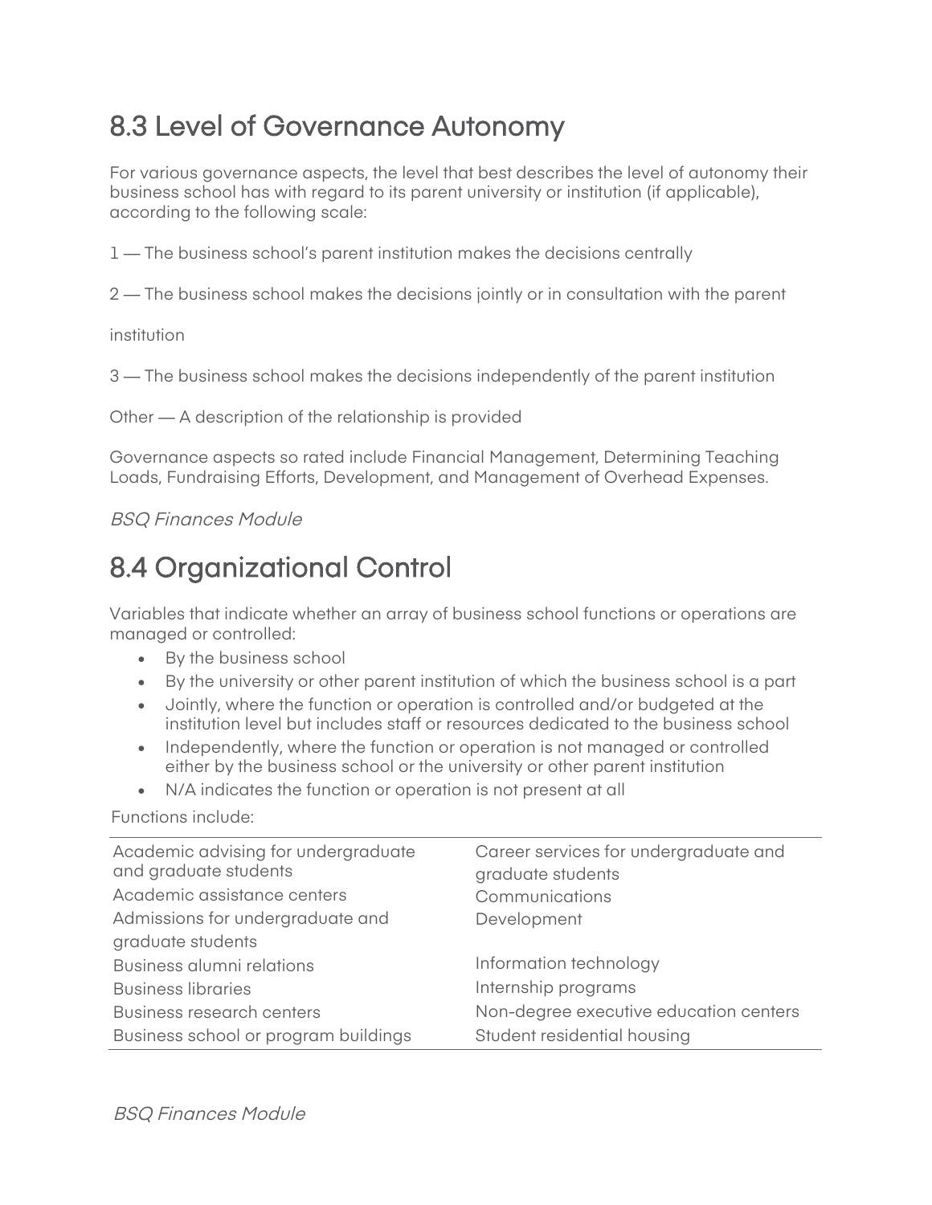## 8.3 Level of Governance Autonomy

For various governance aspects, the level that best describes the level of autonomy their business school has with regard to its parent university or institution (if applicable), according to the following scale:

1 — The business school's parent institution makes the decisions centrally

2 — The business school makes the decisions jointly or in consultation with the parent institution

3 — The business school makes the decisions independently of the parent institution

Other — A description of the relationship is provided

Governance aspects so rated include Financial Management, Determining Teaching Loads, Fundraising Efforts, Development, and Management of Overhead Expenses.

*BSQ Finances Module*

## 8.4 Organizational Control

Variables that indicate whether an array of business school functions or operations are managed or controlled:

- By the business school
- By the university or other parent institution of which the business school is a part
- Jointly, where the function or operation is controlled and/or budgeted at the institution level but includes staff or resources dedicated to the business school
- Independently, where the function or operation is not managed or controlled either by the business school or the university or other parent institution
- N/A indicates the function or operation is not present at all

Functions include:

| | |
|---|---|
| Academic advising for undergraduate and graduate students | Career services for undergraduate and graduate students |
| Academic assistance centers | Communications |
| Admissions for undergraduate and graduate students | Development |
| Business alumni relations | Information technology |
| Business libraries | Internship programs |
| Business research centers | Non-degree executive education centers |
| Business school or program buildings | Student residential housing |

*BSQ Finances Module*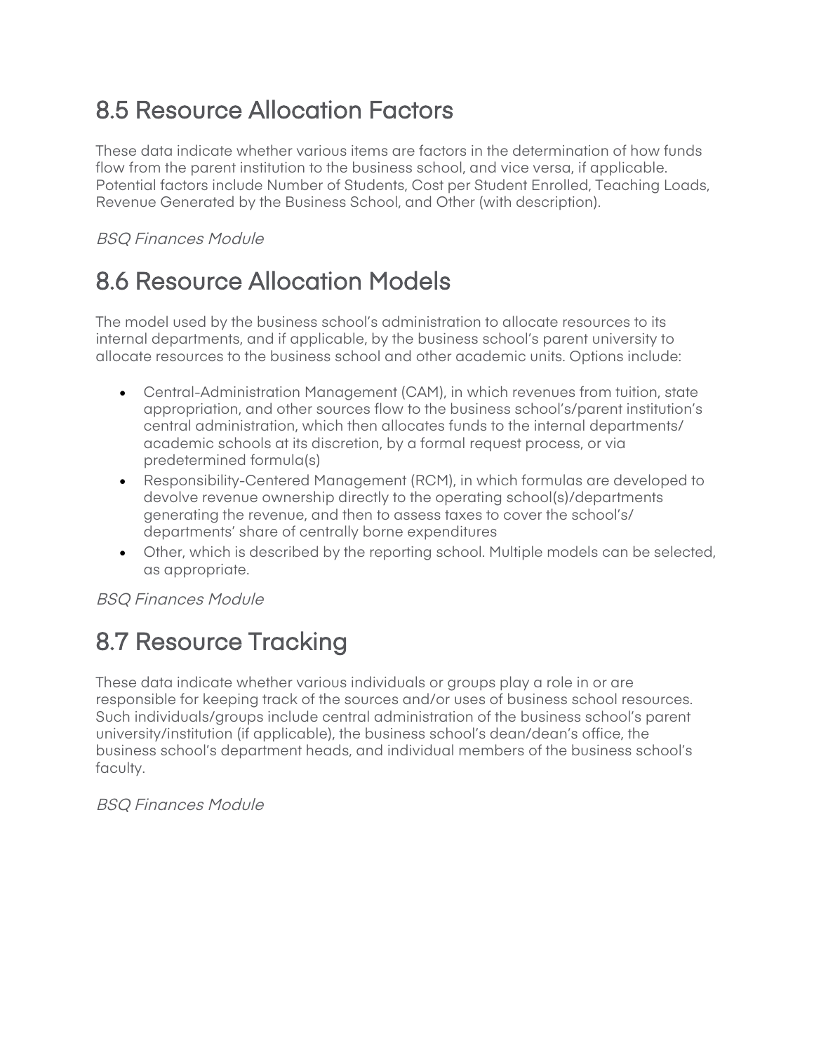## 8.5 Resource Allocation Factors

These data indicate whether various items are factors in the determination of how funds flow from the parent institution to the business school, and vice versa, if applicable. Potential factors include Number of Students, Cost per Student Enrolled, Teaching Loads, Revenue Generated by the Business School, and Other (with description).

*BSQ Finances Module*

## 8.6 Resource Allocation Models

The model used by the business school's administration to allocate resources to its internal departments, and if applicable, by the business school's parent university to allocate resources to the business school and other academic units. Options include:

- Central-Administration Management (CAM), in which revenues from tuition, state appropriation, and other sources flow to the business school's/parent institution's central administration, which then allocates funds to the internal departments/ academic schools at its discretion, by a formal request process, or via predetermined formula(s)
- Responsibility-Centered Management (RCM), in which formulas are developed to devolve revenue ownership directly to the operating school(s)/departments generating the revenue, and then to assess taxes to cover the school's/ departments' share of centrally borne expenditures
- Other, which is described by the reporting school. Multiple models can be selected, as appropriate.

*BSQ Finances Module*

## 8.7 Resource Tracking

These data indicate whether various individuals or groups play a role in or are responsible for keeping track of the sources and/or uses of business school resources. Such individuals/groups include central administration of the business school's parent university/institution (if applicable), the business school's dean/dean's office, the business school's department heads, and individual members of the business school's faculty.

*BSQ Finances Module*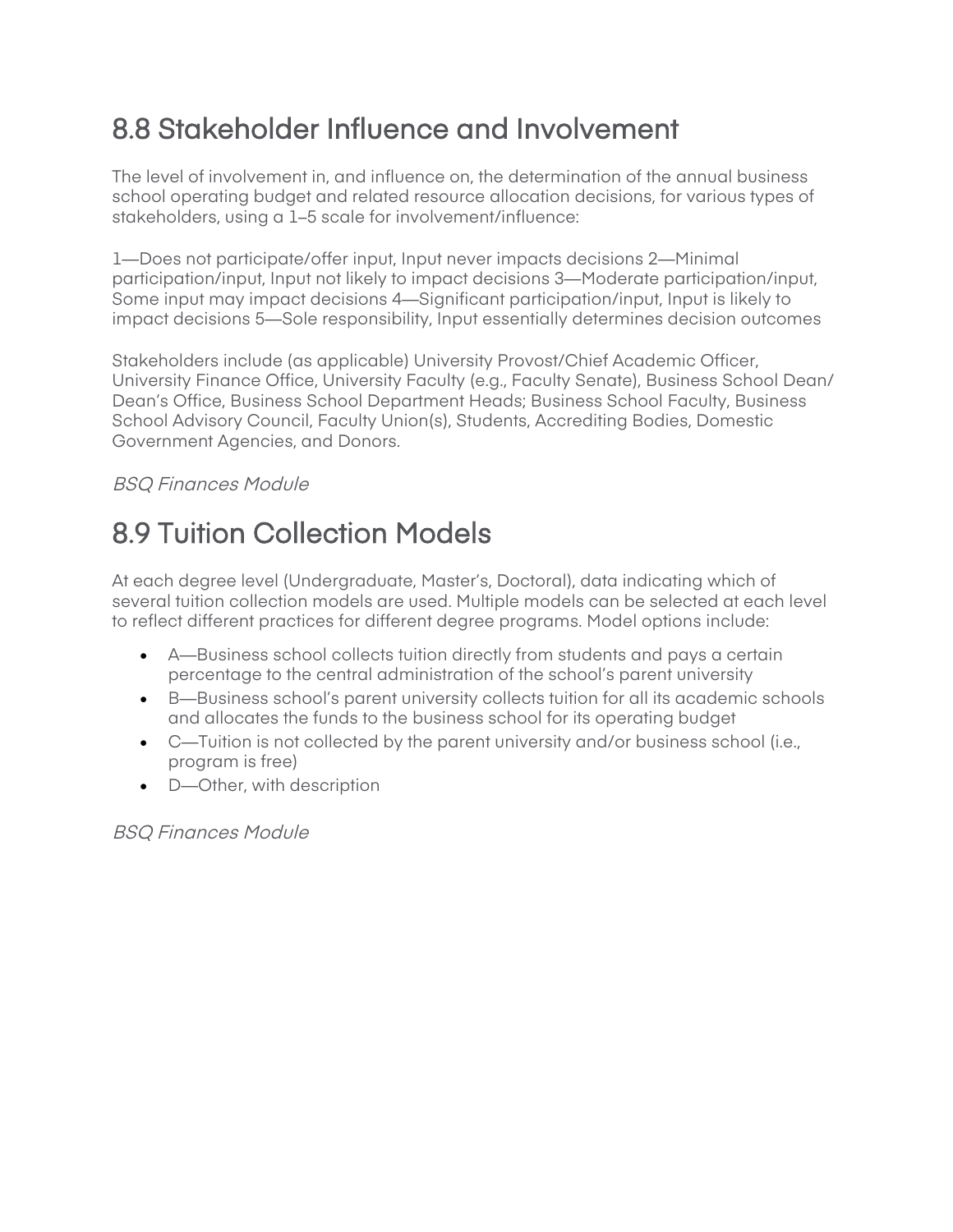## 8.8 Stakeholder Influence and Involvement

The level of involvement in, and influence on, the determination of the annual business school operating budget and related resource allocation decisions, for various types of stakeholders, using a 1–5 scale for involvement/influence:

1—Does not participate/offer input, Input never impacts decisions 2—Minimal participation/input, Input not likely to impact decisions 3—Moderate participation/input, Some input may impact decisions 4—Significant participation/input, Input is likely to impact decisions 5—Sole responsibility, Input essentially determines decision outcomes

Stakeholders include (as applicable) University Provost/Chief Academic Officer, University Finance Office, University Faculty (e.g., Faculty Senate), Business School Dean/ Dean's Office, Business School Department Heads; Business School Faculty, Business School Advisory Council, Faculty Union(s), Students, Accrediting Bodies, Domestic Government Agencies, and Donors.

*BSQ Finances Module*

## 8.9 Tuition Collection Models

At each degree level (Undergraduate, Master's, Doctoral), data indicating which of several tuition collection models are used. Multiple models can be selected at each level to reflect different practices for different degree programs. Model options include:

- A—Business school collects tuition directly from students and pays a certain percentage to the central administration of the school's parent university
- B—Business school's parent university collects tuition for all its academic schools and allocates the funds to the business school for its operating budget
- C—Tuition is not collected by the parent university and/or business school (i.e., program is free)
- D—Other, with description

*BSQ Finances Module*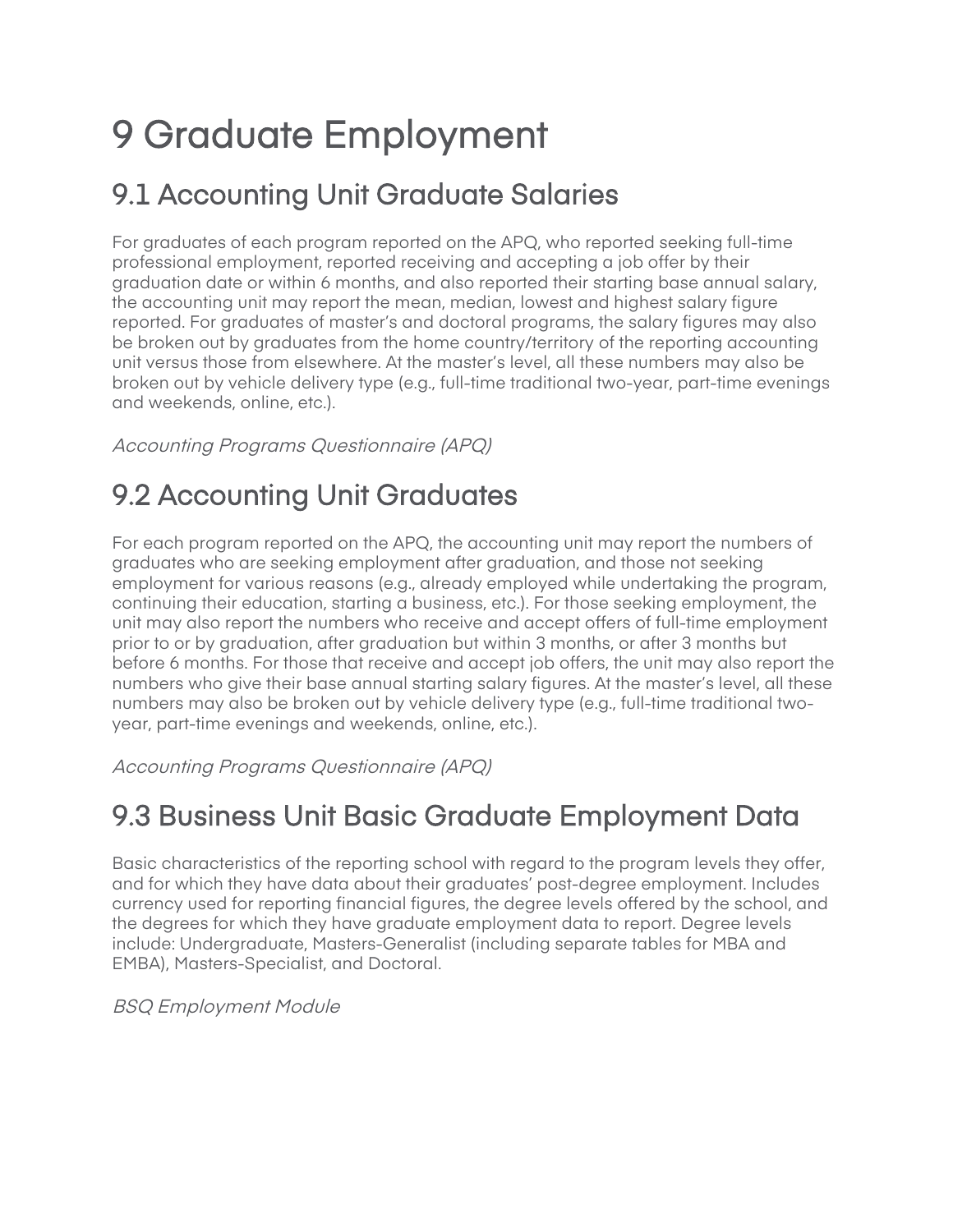# 9 Graduate Employment

## 9.1 Accounting Unit Graduate Salaries

For graduates of each program reported on the APQ, who reported seeking full-time professional employment, reported receiving and accepting a job offer by their graduation date or within 6 months, and also reported their starting base annual salary, the accounting unit may report the mean, median, lowest and highest salary figure reported. For graduates of master's and doctoral programs, the salary figures may also be broken out by graduates from the home country/territory of the reporting accounting unit versus those from elsewhere. At the master's level, all these numbers may also be broken out by vehicle delivery type (e.g., full-time traditional two-year, part-time evenings and weekends, online, etc.).

*Accounting Programs Questionnaire (APQ)*

## 9.2 Accounting Unit Graduates

For each program reported on the APQ, the accounting unit may report the numbers of graduates who are seeking employment after graduation, and those not seeking employment for various reasons (e.g., already employed while undertaking the program, continuing their education, starting a business, etc.). For those seeking employment, the unit may also report the numbers who receive and accept offers of full-time employment prior to or by graduation, after graduation but within 3 months, or after 3 months but before 6 months. For those that receive and accept job offers, the unit may also report the numbers who give their base annual starting salary figures. At the master's level, all these numbers may also be broken out by vehicle delivery type (e.g., full-time traditional two-year, part-time evenings and weekends, online, etc.).

*Accounting Programs Questionnaire (APQ)*

## 9.3 Business Unit Basic Graduate Employment Data

Basic characteristics of the reporting school with regard to the program levels they offer, and for which they have data about their graduates' post-degree employment. Includes currency used for reporting financial figures, the degree levels offered by the school, and the degrees for which they have graduate employment data to report. Degree levels include: Undergraduate, Masters-Generalist (including separate tables for MBA and EMBA), Masters-Specialist, and Doctoral.

*BSQ Employment Module*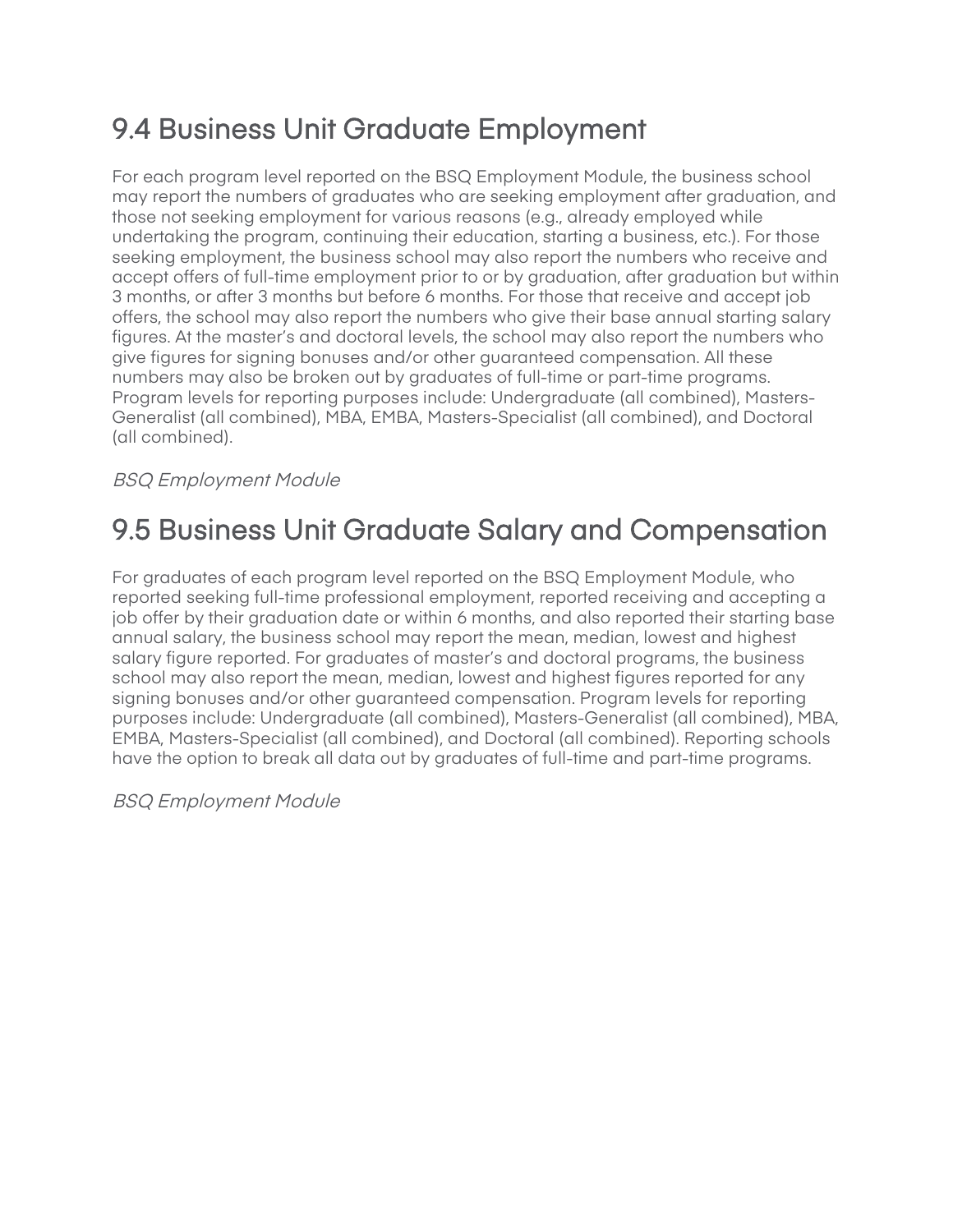## 9.4 Business Unit Graduate Employment

For each program level reported on the BSQ Employment Module, the business school may report the numbers of graduates who are seeking employment after graduation, and those not seeking employment for various reasons (e.g., already employed while undertaking the program, continuing their education, starting a business, etc.). For those seeking employment, the business school may also report the numbers who receive and accept offers of full-time employment prior to or by graduation, after graduation but within 3 months, or after 3 months but before 6 months. For those that receive and accept job offers, the school may also report the numbers who give their base annual starting salary figures. At the master's and doctoral levels, the school may also report the numbers who give figures for signing bonuses and/or other guaranteed compensation. All these numbers may also be broken out by graduates of full-time or part-time programs. Program levels for reporting purposes include: Undergraduate (all combined), Masters-Generalist (all combined), MBA, EMBA, Masters-Specialist (all combined), and Doctoral (all combined).

*BSQ Employment Module*

## 9.5 Business Unit Graduate Salary and Compensation

For graduates of each program level reported on the BSQ Employment Module, who reported seeking full-time professional employment, reported receiving and accepting a job offer by their graduation date or within 6 months, and also reported their starting base annual salary, the business school may report the mean, median, lowest and highest salary figure reported. For graduates of master's and doctoral programs, the business school may also report the mean, median, lowest and highest figures reported for any signing bonuses and/or other guaranteed compensation. Program levels for reporting purposes include: Undergraduate (all combined), Masters-Generalist (all combined), MBA, EMBA, Masters-Specialist (all combined), and Doctoral (all combined). Reporting schools have the option to break all data out by graduates of full-time and part-time programs.

*BSQ Employment Module*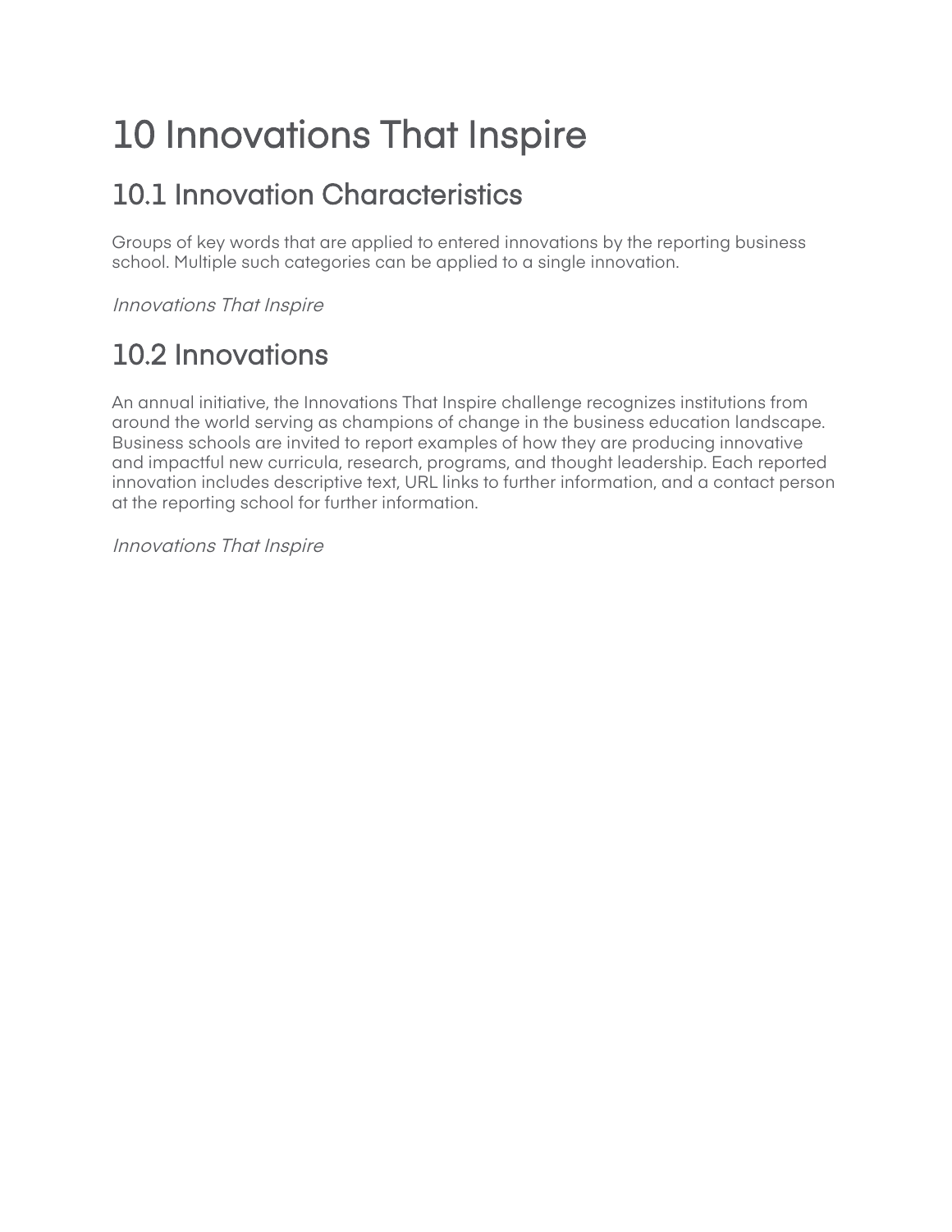# 10 Innovations That Inspire

## 10.1 Innovation Characteristics

Groups of key words that are applied to entered innovations by the reporting business school. Multiple such categories can be applied to a single innovation.

*Innovations That Inspire*

## 10.2 Innovations

An annual initiative, the Innovations That Inspire challenge recognizes institutions from around the world serving as champions of change in the business education landscape. Business schools are invited to report examples of how they are producing innovative and impactful new curricula, research, programs, and thought leadership. Each reported innovation includes descriptive text, URL links to further information, and a contact person at the reporting school for further information.

*Innovations That Inspire*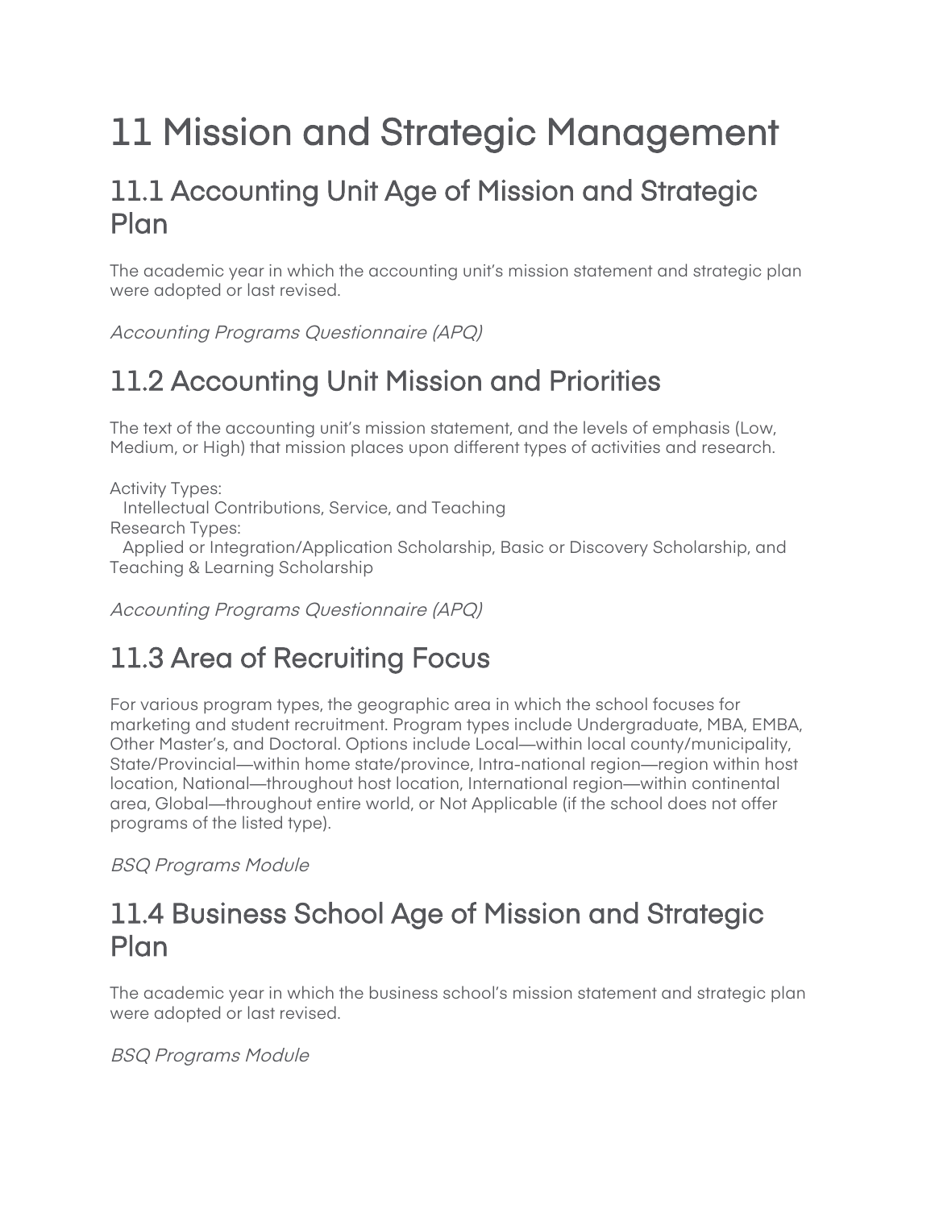# 11 Mission and Strategic Management

## 11.1 Accounting Unit Age of Mission and Strategic Plan

The academic year in which the accounting unit's mission statement and strategic plan were adopted or last revised.

*Accounting Programs Questionnaire (APQ)*

## 11.2 Accounting Unit Mission and Priorities

The text of the accounting unit's mission statement, and the levels of emphasis (Low, Medium, or High) that mission places upon different types of activities and research.

Activity Types:
  Intellectual Contributions, Service, and Teaching
Research Types:
  Applied or Integration/Application Scholarship, Basic or Discovery Scholarship, and Teaching & Learning Scholarship

*Accounting Programs Questionnaire (APQ)*

## 11.3 Area of Recruiting Focus

For various program types, the geographic area in which the school focuses for marketing and student recruitment. Program types include Undergraduate, MBA, EMBA, Other Master's, and Doctoral. Options include Local—within local county/municipality, State/Provincial—within home state/province, Intra-national region—region within host location, National—throughout host location, International region—within continental area, Global—throughout entire world, or Not Applicable (if the school does not offer programs of the listed type).

*BSQ Programs Module*

## 11.4 Business School Age of Mission and Strategic Plan

The academic year in which the business school's mission statement and strategic plan were adopted or last revised.

*BSQ Programs Module*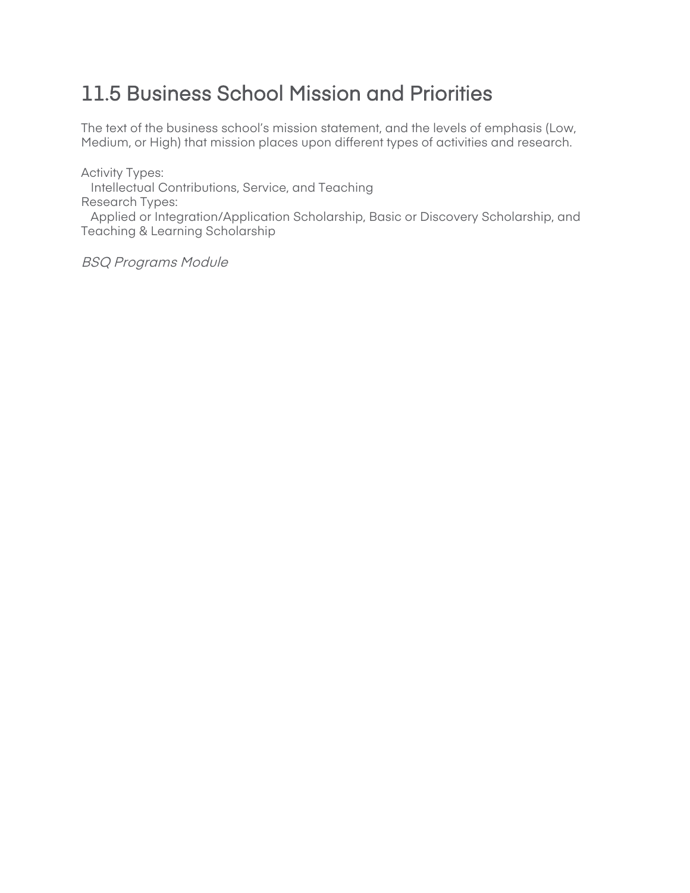## 11.5 Business School Mission and Priorities

The text of the business school's mission statement, and the levels of emphasis (Low, Medium, or High) that mission places upon different types of activities and research.

Activity Types:
  Intellectual Contributions, Service, and Teaching
Research Types:
  Applied or Integration/Application Scholarship, Basic or Discovery Scholarship, and Teaching & Learning Scholarship

*BSQ Programs Module*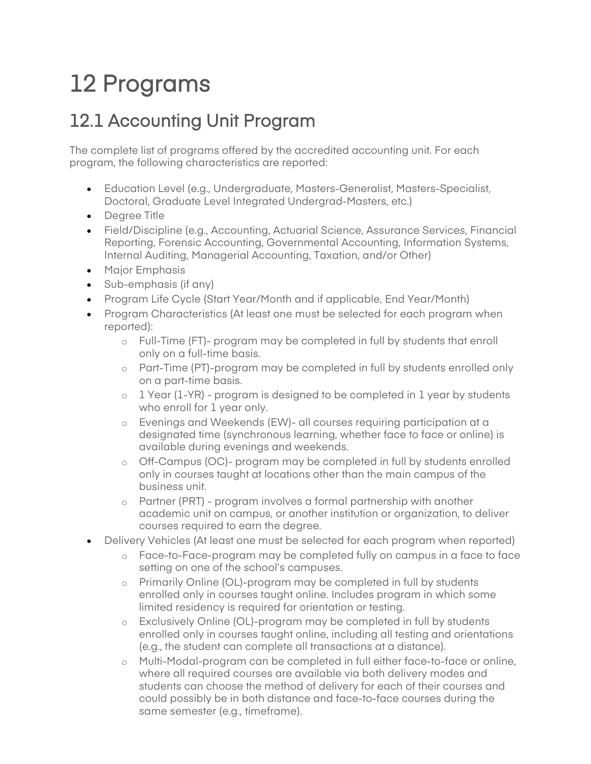# 12 Programs

## 12.1 Accounting Unit Program

The complete list of programs offered by the accredited accounting unit. For each program, the following characteristics are reported:

- Education Level (e.g., Undergraduate, Masters-Generalist, Masters-Specialist, Doctoral, Graduate Level Integrated Undergrad-Masters, etc.)
- Degree Title
- Field/Discipline (e.g., Accounting, Actuarial Science, Assurance Services, Financial Reporting, Forensic Accounting, Governmental Accounting, Information Systems, Internal Auditing, Managerial Accounting, Taxation, and/or Other)
- Major Emphasis
- Sub-emphasis (if any)
- Program Life Cycle (Start Year/Month and if applicable, End Year/Month)
- Program Characteristics (At least one must be selected for each program when reported):
  - Full-Time (FT)- program may be completed in full by students that enroll only on a full-time basis.
  - Part-Time (PT)-program may be completed in full by students enrolled only on a part-time basis.
  - 1 Year (1-YR) - program is designed to be completed in 1 year by students who enroll for 1 year only.
  - Evenings and Weekends (EW)- all courses requiring participation at a designated time (synchronous learning, whether face to face or online) is available during evenings and weekends.
  - Off-Campus (OC)- program may be completed in full by students enrolled only in courses taught at locations other than the main campus of the business unit.
  - Partner (PRT) - program involves a formal partnership with another academic unit on campus, or another institution or organization, to deliver courses required to earn the degree.
- Delivery Vehicles (At least one must be selected for each program when reported)
  - Face-to-Face-program may be completed fully on campus in a face to face setting on one of the school's campuses.
  - Primarily Online (OL)-program may be completed in full by students enrolled only in courses taught online. Includes program in which some limited residency is required for orientation or testing.
  - Exclusively Online (OL)-program may be completed in full by students enrolled only in courses taught online, including all testing and orientations (e.g., the student can complete all transactions at a distance).
  - Multi-Modal-program can be completed in full either face-to-face or online, where all required courses are available via both delivery modes and students can choose the method of delivery for each of their courses and could possibly be in both distance and face-to-face courses during the same semester (e.g., timeframe).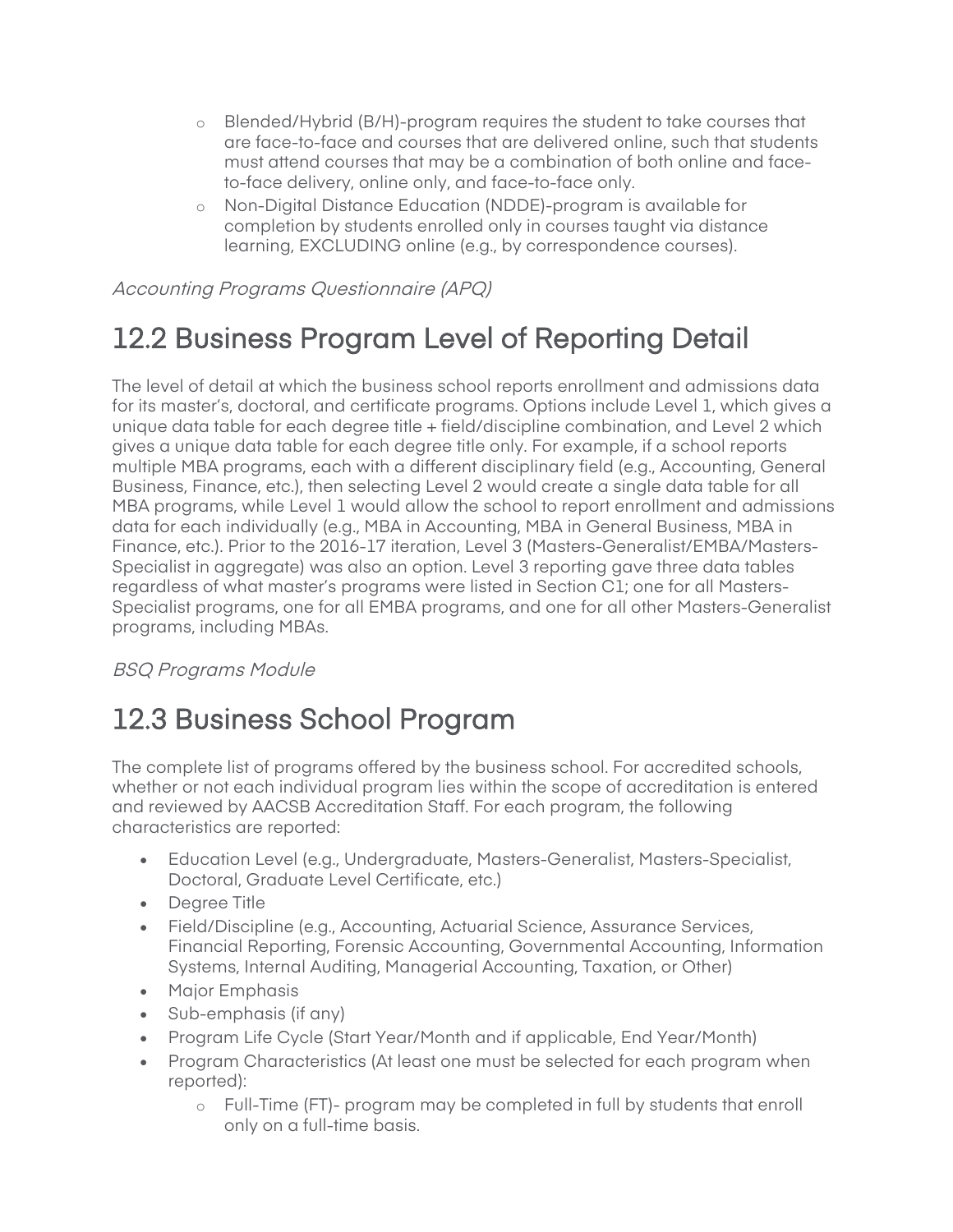- Blended/Hybrid (B/H)-program requires the student to take courses that are face-to-face and courses that are delivered online, such that students must attend courses that may be a combination of both online and face-to-face delivery, online only, and face-to-face only.
- Non-Digital Distance Education (NDDE)-program is available for completion by students enrolled only in courses taught via distance learning, EXCLUDING online (e.g., by correspondence courses).

*Accounting Programs Questionnaire (APQ)*

## 12.2 Business Program Level of Reporting Detail

The level of detail at which the business school reports enrollment and admissions data for its master's, doctoral, and certificate programs. Options include Level 1, which gives a unique data table for each degree title + field/discipline combination, and Level 2 which gives a unique data table for each degree title only. For example, if a school reports multiple MBA programs, each with a different disciplinary field (e.g., Accounting, General Business, Finance, etc.), then selecting Level 2 would create a single data table for all MBA programs, while Level 1 would allow the school to report enrollment and admissions data for each individually (e.g., MBA in Accounting, MBA in General Business, MBA in Finance, etc.). Prior to the 2016-17 iteration, Level 3 (Masters-Generalist/EMBA/Masters-Specialist in aggregate) was also an option. Level 3 reporting gave three data tables regardless of what master's programs were listed in Section C1; one for all Masters-Specialist programs, one for all EMBA programs, and one for all other Masters-Generalist programs, including MBAs.

*BSQ Programs Module*

## 12.3 Business School Program

The complete list of programs offered by the business school. For accredited schools, whether or not each individual program lies within the scope of accreditation is entered and reviewed by AACSB Accreditation Staff. For each program, the following characteristics are reported:

- Education Level (e.g., Undergraduate, Masters-Generalist, Masters-Specialist, Doctoral, Graduate Level Certificate, etc.)
- Degree Title
- Field/Discipline (e.g., Accounting, Actuarial Science, Assurance Services, Financial Reporting, Forensic Accounting, Governmental Accounting, Information Systems, Internal Auditing, Managerial Accounting, Taxation, or Other)
- Major Emphasis
- Sub-emphasis (if any)
- Program Life Cycle (Start Year/Month and if applicable, End Year/Month)
- Program Characteristics (At least one must be selected for each program when reported):
    - Full-Time (FT)- program may be completed in full by students that enroll only on a full-time basis.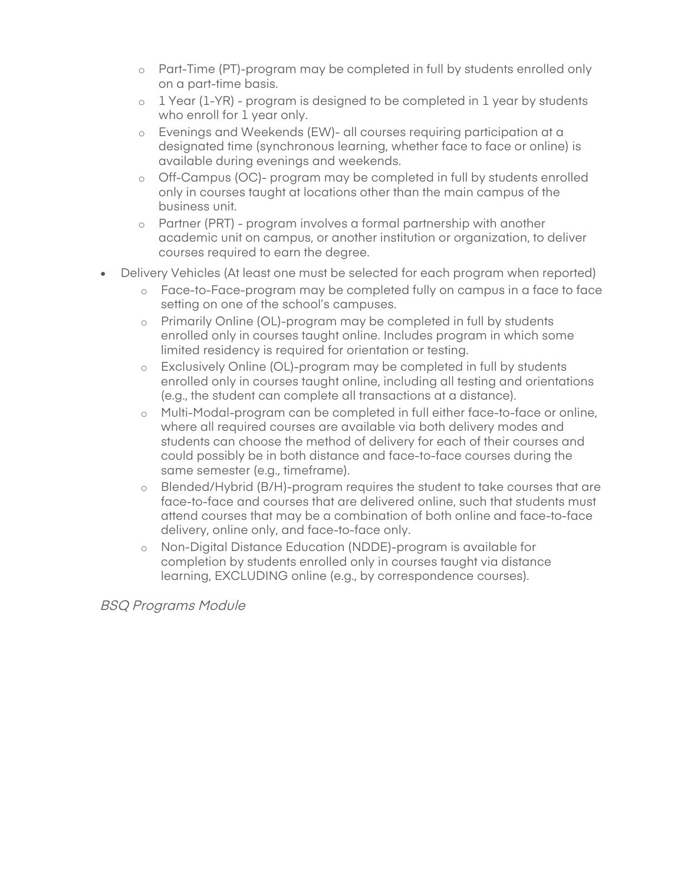- Part-Time (PT)-program may be completed in full by students enrolled only on a part-time basis.
  - 1 Year (1-YR) - program is designed to be completed in 1 year by students who enroll for 1 year only.
  - Evenings and Weekends (EW)- all courses requiring participation at a designated time (synchronous learning, whether face to face or online) is available during evenings and weekends.
  - Off-Campus (OC)- program may be completed in full by students enrolled only in courses taught at locations other than the main campus of the business unit.
  - Partner (PRT) - program involves a formal partnership with another academic unit on campus, or another institution or organization, to deliver courses required to earn the degree.
- Delivery Vehicles (At least one must be selected for each program when reported)
  - Face-to-Face-program may be completed fully on campus in a face to face setting on one of the school's campuses.
  - Primarily Online (OL)-program may be completed in full by students enrolled only in courses taught online. Includes program in which some limited residency is required for orientation or testing.
  - Exclusively Online (OL)-program may be completed in full by students enrolled only in courses taught online, including all testing and orientations (e.g., the student can complete all transactions at a distance).
  - Multi-Modal-program can be completed in full either face-to-face or online, where all required courses are available via both delivery modes and students can choose the method of delivery for each of their courses and could possibly be in both distance and face-to-face courses during the same semester (e.g., timeframe).
  - Blended/Hybrid (B/H)-program requires the student to take courses that are face-to-face and courses that are delivered online, such that students must attend courses that may be a combination of both online and face-to-face delivery, online only, and face-to-face only.
  - Non-Digital Distance Education (NDDE)-program is available for completion by students enrolled only in courses taught via distance learning, EXCLUDING online (e.g., by correspondence courses).

*BSQ Programs Module*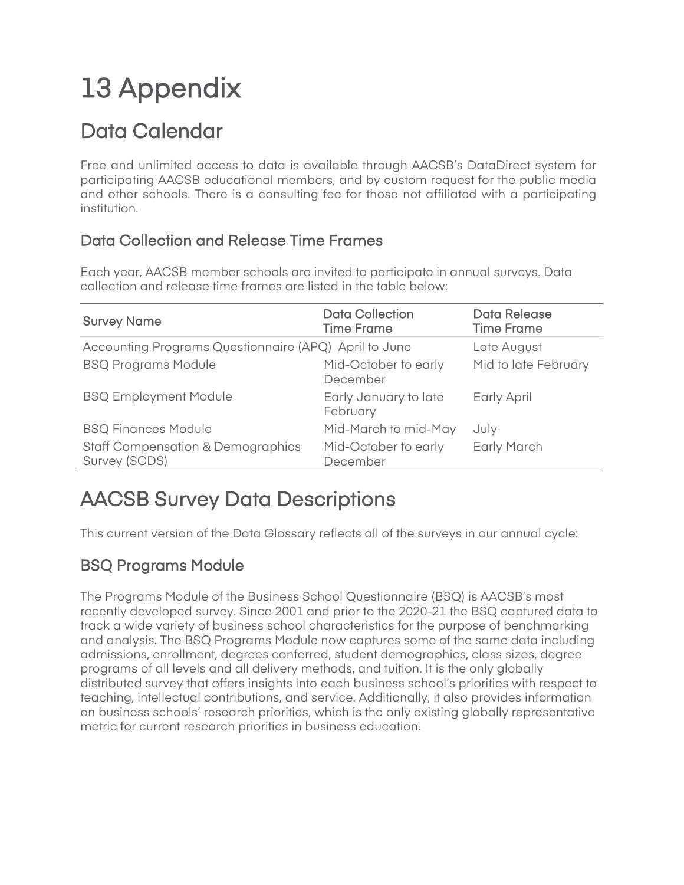# 13 Appendix

## Data Calendar

Free and unlimited access to data is available through AACSB's DataDirect system for participating AACSB educational members, and by custom request for the public media and other schools. There is a consulting fee for those not affiliated with a participating institution.

### Data Collection and Release Time Frames

Each year, AACSB member schools are invited to participate in annual surveys. Data collection and release time frames are listed in the table below:

| Survey Name | Data Collection Time Frame | Data Release Time Frame |
|---|---|---|
| Accounting Programs Questionnaire (APQ) | April to June | Late August |
| BSQ Programs Module | Mid-October to early December | Mid to late February |
| BSQ Employment Module | Early January to late February | Early April |
| BSQ Finances Module | Mid-March to mid-May | July |
| Staff Compensation & Demographics Survey (SCDS) | Mid-October to early December | Early March |

# AACSB Survey Data Descriptions

This current version of the Data Glossary reflects all of the surveys in our annual cycle:

### BSQ Programs Module

The Programs Module of the Business School Questionnaire (BSQ) is AACSB's most recently developed survey. Since 2001 and prior to the 2020-21 the BSQ captured data to track a wide variety of business school characteristics for the purpose of benchmarking and analysis. The BSQ Programs Module now captures some of the same data including admissions, enrollment, degrees conferred, student demographics, class sizes, degree programs of all levels and all delivery methods, and tuition. It is the only globally distributed survey that offers insights into each business school's priorities with respect to teaching, intellectual contributions, and service. Additionally, it also provides information on business schools' research priorities, which is the only existing globally representative metric for current research priorities in business education.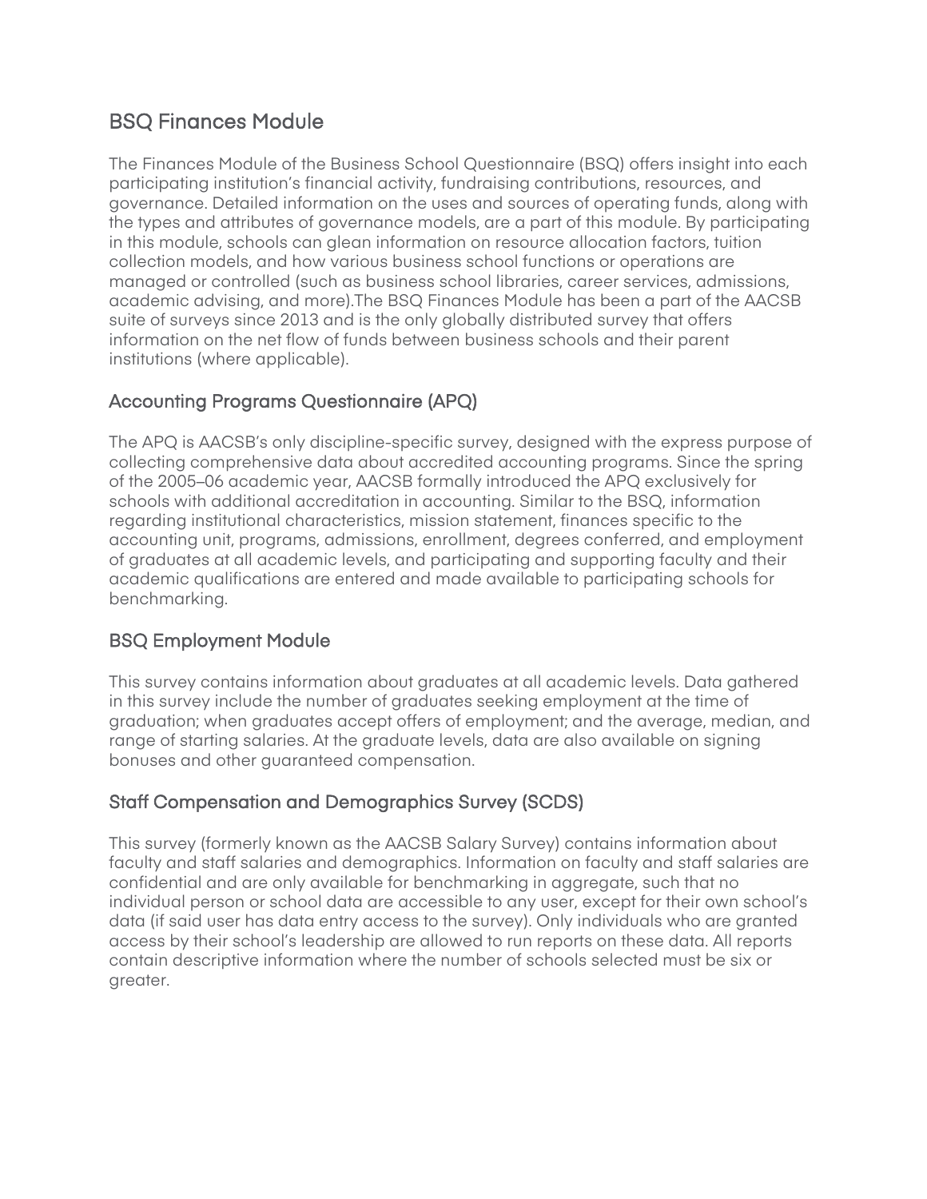## BSQ Finances Module

The Finances Module of the Business School Questionnaire (BSQ) offers insight into each participating institution's financial activity, fundraising contributions, resources, and governance. Detailed information on the uses and sources of operating funds, along with the types and attributes of governance models, are a part of this module. By participating in this module, schools can glean information on resource allocation factors, tuition collection models, and how various business school functions or operations are managed or controlled (such as business school libraries, career services, admissions, academic advising, and more).The BSQ Finances Module has been a part of the AACSB suite of surveys since 2013 and is the only globally distributed survey that offers information on the net flow of funds between business schools and their parent institutions (where applicable).

## Accounting Programs Questionnaire (APQ)

The APQ is AACSB's only discipline-specific survey, designed with the express purpose of collecting comprehensive data about accredited accounting programs. Since the spring of the 2005–06 academic year, AACSB formally introduced the APQ exclusively for schools with additional accreditation in accounting. Similar to the BSQ, information regarding institutional characteristics, mission statement, finances specific to the accounting unit, programs, admissions, enrollment, degrees conferred, and employment of graduates at all academic levels, and participating and supporting faculty and their academic qualifications are entered and made available to participating schools for benchmarking.

## BSQ Employment Module

This survey contains information about graduates at all academic levels. Data gathered in this survey include the number of graduates seeking employment at the time of graduation; when graduates accept offers of employment; and the average, median, and range of starting salaries. At the graduate levels, data are also available on signing bonuses and other guaranteed compensation.

## Staff Compensation and Demographics Survey (SCDS)

This survey (formerly known as the AACSB Salary Survey) contains information about faculty and staff salaries and demographics. Information on faculty and staff salaries are confidential and are only available for benchmarking in aggregate, such that no individual person or school data are accessible to any user, except for their own school's data (if said user has data entry access to the survey). Only individuals who are granted access by their school's leadership are allowed to run reports on these data. All reports contain descriptive information where the number of schools selected must be six or greater.